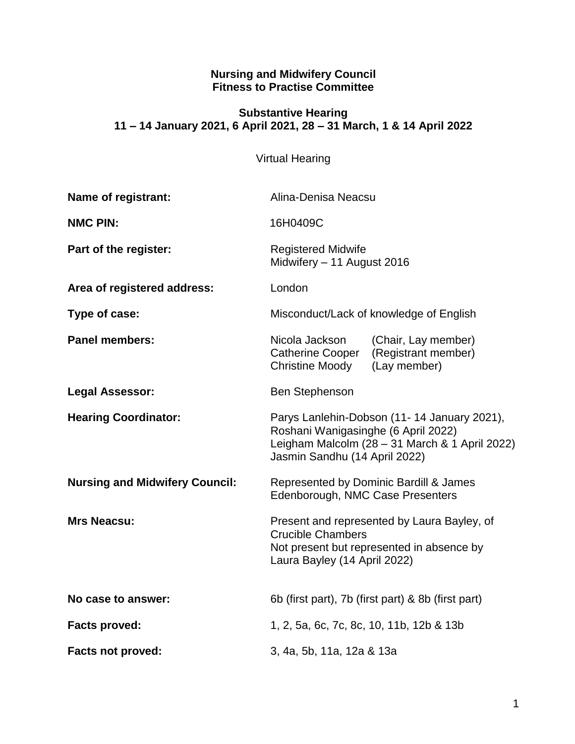**Nursing and Midwifery Council**
**Fitness to Practise Committee**

**Substantive Hearing**
**11 – 14 January 2021, 6 April 2021, 28 – 31 March, 1 & 14 April 2022**

Virtual Hearing

| | |
|---|---|
| **Name of registrant:** | Alina-Denisa Neacsu |
| **NMC PIN:** | 16H0409C |
| **Part of the register:** | Registered Midwife<br>Midwifery – 11 August 2016 |
| **Area of registered address:** | London |
| **Type of case:** | Misconduct/Lack of knowledge of English |
| **Panel members:** | Nicola Jackson (Chair, Lay member)<br>Catherine Cooper (Registrant member)<br>Christine Moody (Lay member) |
| **Legal Assessor:** | Ben Stephenson |
| **Hearing Coordinator:** | Parys Lanlehin-Dobson (11- 14 January 2021),<br>Roshani Wanigasinghe (6 April 2022)<br>Leigham Malcolm (28 – 31 March & 1 April 2022)<br>Jasmin Sandhu (14 April 2022) |
| **Nursing and Midwifery Council:** | Represented by Dominic Bardill & James Edenborough, NMC Case Presenters |
| **Mrs Neacsu:** | Present and represented by Laura Bayley, of Crucible Chambers<br>Not present but represented in absence by Laura Bayley (14 April 2022) |
| **No case to answer:** | 6b (first part), 7b (first part) & 8b (first part) |
| **Facts proved:** | 1, 2, 5a, 6c, 7c, 8c, 10, 11b, 12b & 13b |
| **Facts not proved:** | 3, 4a, 5b, 11a, 12a & 13a |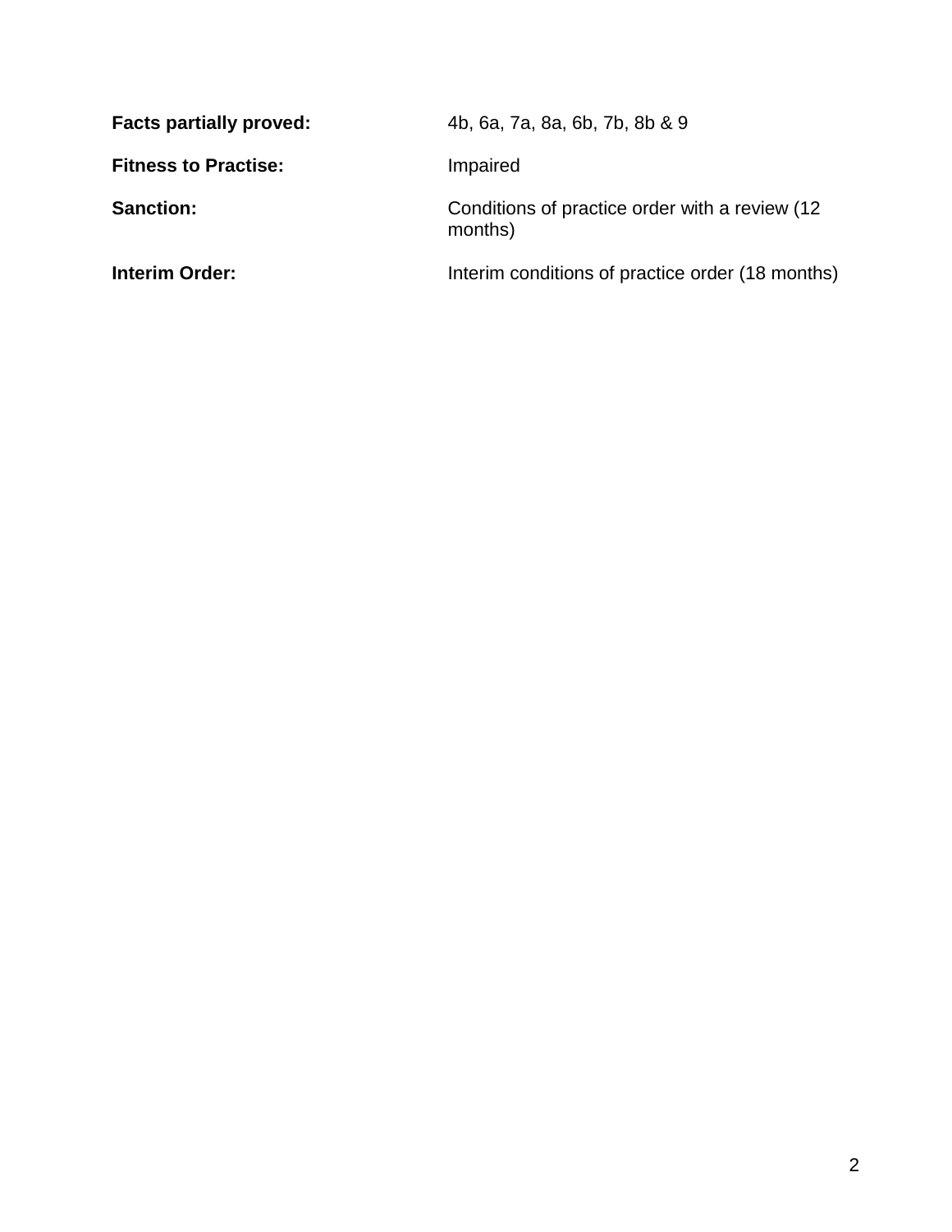**Facts partially proved:** 4b, 6a, 7a, 8a, 6b, 7b, 8b & 9

**Fitness to Practise:** Impaired

**Sanction:** Conditions of practice order with a review (12 months)

**Interim Order:** Interim conditions of practice order (18 months)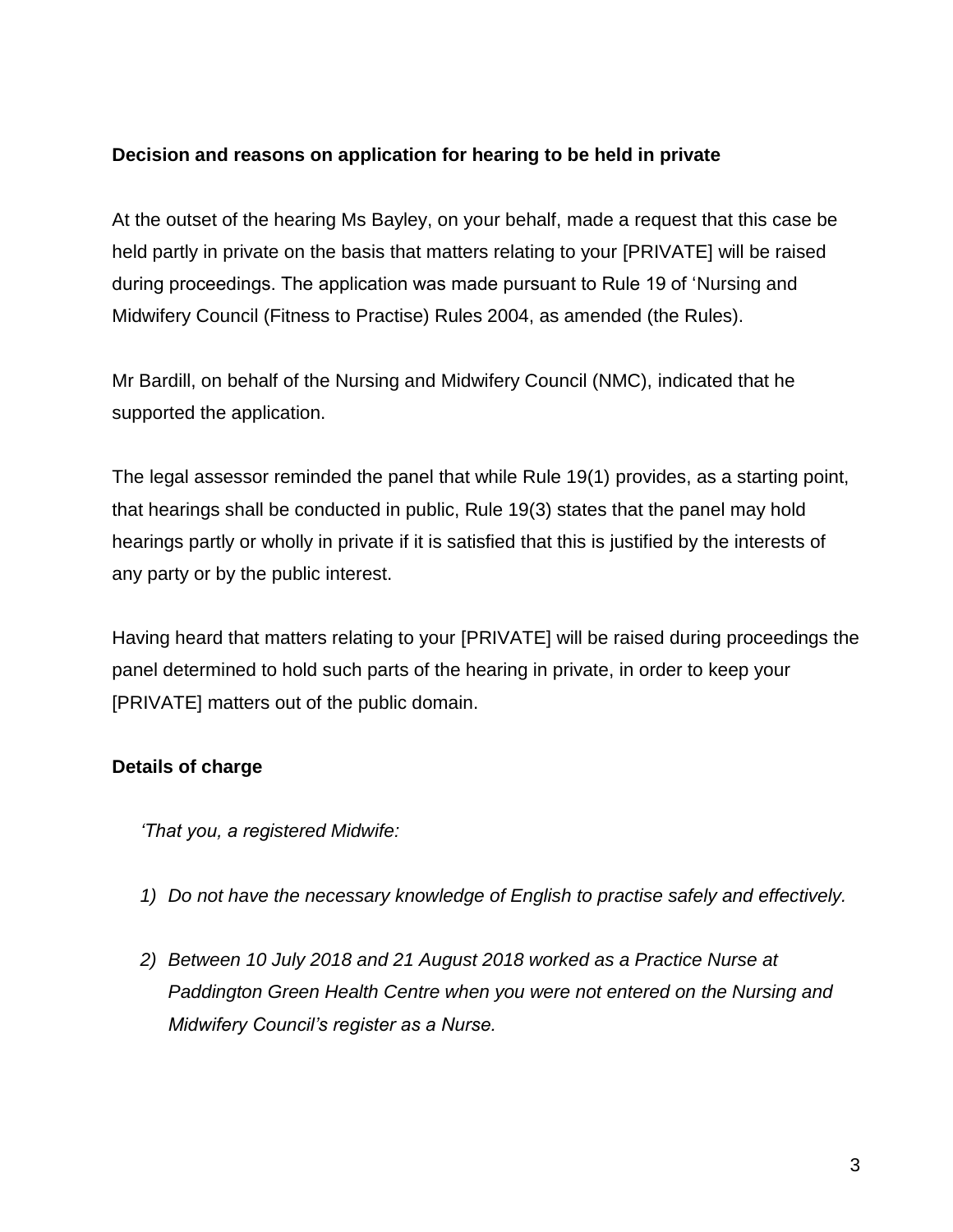**Decision and reasons on application for hearing to be held in private**

At the outset of the hearing Ms Bayley, on your behalf, made a request that this case be held partly in private on the basis that matters relating to your [PRIVATE] will be raised during proceedings. The application was made pursuant to Rule 19 of 'Nursing and Midwifery Council (Fitness to Practise) Rules 2004, as amended (the Rules).

Mr Bardill, on behalf of the Nursing and Midwifery Council (NMC), indicated that he supported the application.

The legal assessor reminded the panel that while Rule 19(1) provides, as a starting point, that hearings shall be conducted in public, Rule 19(3) states that the panel may hold hearings partly or wholly in private if it is satisfied that this is justified by the interests of any party or by the public interest.

Having heard that matters relating to your [PRIVATE] will be raised during proceedings the panel determined to hold such parts of the hearing in private, in order to keep your [PRIVATE] matters out of the public domain.

**Details of charge**

*'That you, a registered Midwife:*

1) *Do not have the necessary knowledge of English to practise safely and effectively.*

2) *Between 10 July 2018 and 21 August 2018 worked as a Practice Nurse at Paddington Green Health Centre when you were not entered on the Nursing and Midwifery Council's register as a Nurse.*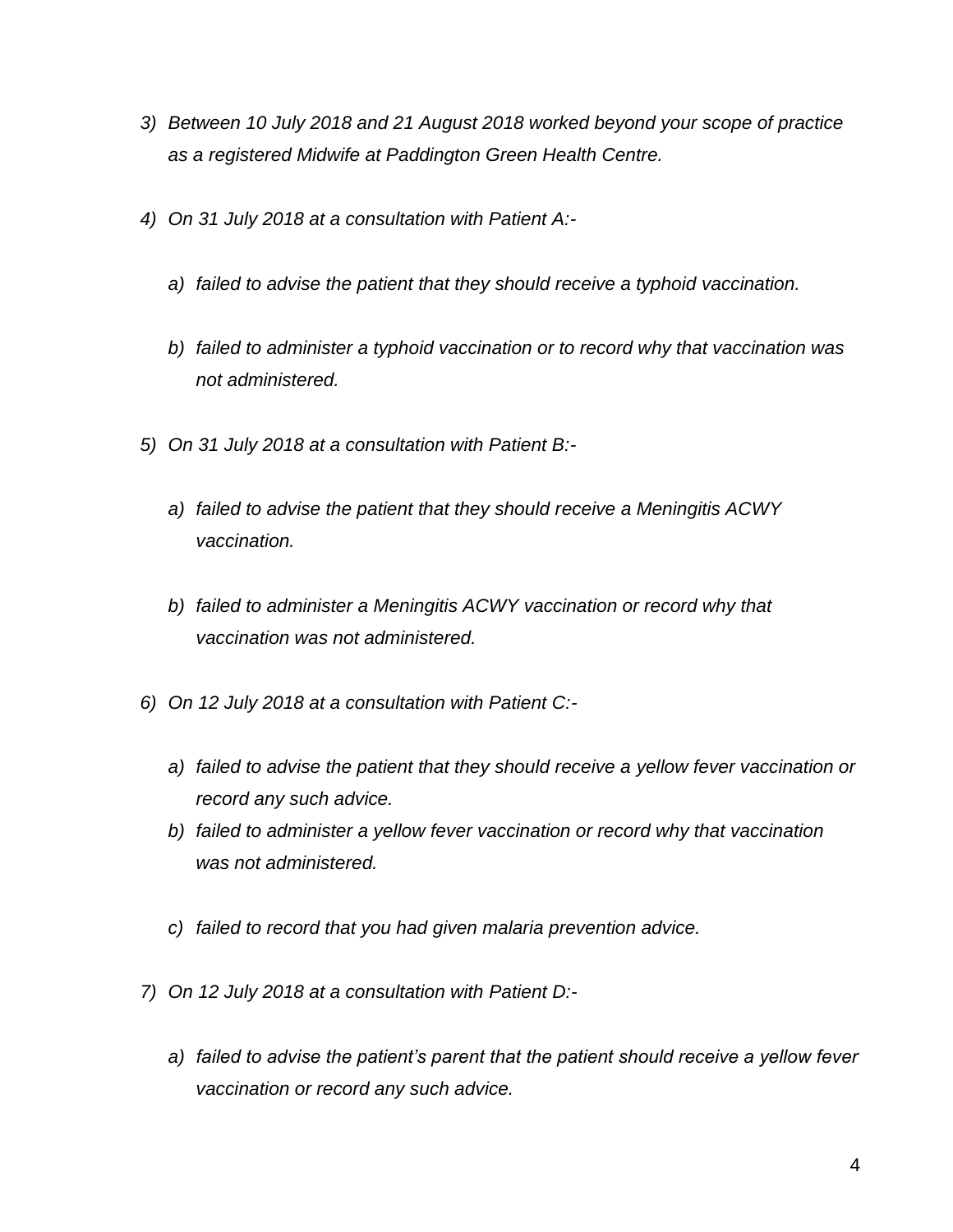*3) Between 10 July 2018 and 21 August 2018 worked beyond your scope of practice as a registered Midwife at Paddington Green Health Centre.*

*4) On 31 July 2018 at a consultation with Patient A:-*

*a) failed to advise the patient that they should receive a typhoid vaccination.*

*b) failed to administer a typhoid vaccination or to record why that vaccination was not administered.*

*5) On 31 July 2018 at a consultation with Patient B:-*

*a) failed to advise the patient that they should receive a Meningitis ACWY vaccination.*

*b) failed to administer a Meningitis ACWY vaccination or record why that vaccination was not administered.*

*6) On 12 July 2018 at a consultation with Patient C:-*

*a) failed to advise the patient that they should receive a yellow fever vaccination or record any such advice.*

*b) failed to administer a yellow fever vaccination or record why that vaccination was not administered.*

*c) failed to record that you had given malaria prevention advice.*

*7) On 12 July 2018 at a consultation with Patient D:-*

*a) failed to advise the patient's parent that the patient should receive a yellow fever vaccination or record any such advice.*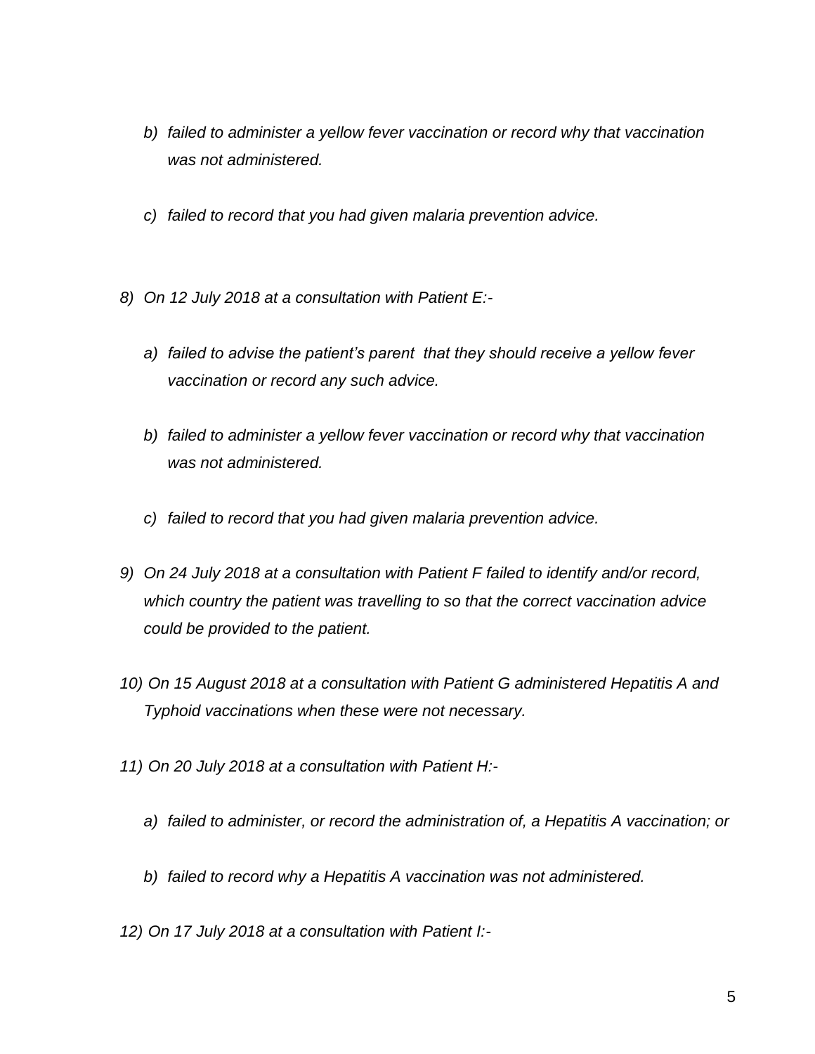*b) failed to administer a yellow fever vaccination or record why that vaccination was not administered.*

*c) failed to record that you had given malaria prevention advice.*

*8) On 12 July 2018 at a consultation with Patient E:-*

*a) failed to advise the patient's parent that they should receive a yellow fever vaccination or record any such advice.*

*b) failed to administer a yellow fever vaccination or record why that vaccination was not administered.*

*c) failed to record that you had given malaria prevention advice.*

*9) On 24 July 2018 at a consultation with Patient F failed to identify and/or record, which country the patient was travelling to so that the correct vaccination advice could be provided to the patient.*

*10) On 15 August 2018 at a consultation with Patient G administered Hepatitis A and Typhoid vaccinations when these were not necessary.*

*11) On 20 July 2018 at a consultation with Patient H:-*

*a) failed to administer, or record the administration of, a Hepatitis A vaccination; or*

*b) failed to record why a Hepatitis A vaccination was not administered.*

*12) On 17 July 2018 at a consultation with Patient I:-*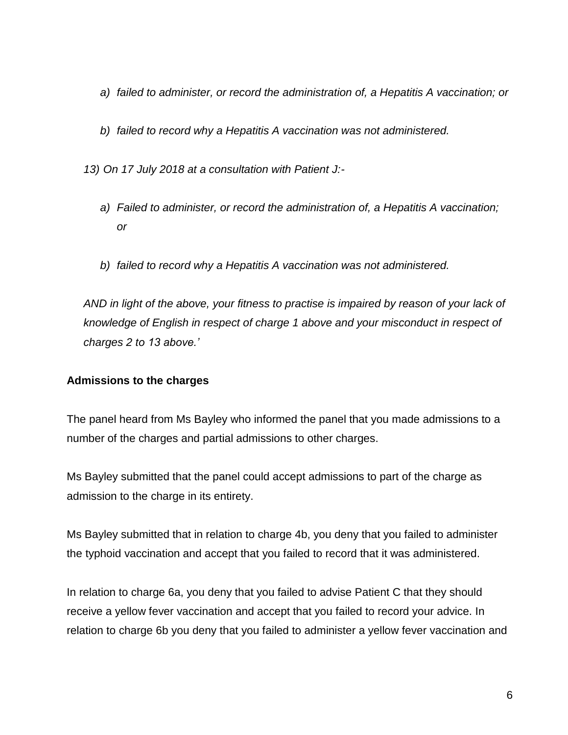*a) failed to administer, or record the administration of, a Hepatitis A vaccination; or*

*b) failed to record why a Hepatitis A vaccination was not administered.*

*13) On 17 July 2018 at a consultation with Patient J:-*

*a) Failed to administer, or record the administration of, a Hepatitis A vaccination; or*

*b) failed to record why a Hepatitis A vaccination was not administered.*

*AND in light of the above, your fitness to practise is impaired by reason of your lack of knowledge of English in respect of charge 1 above and your misconduct in respect of charges 2 to 13 above.'*

**Admissions to the charges**

The panel heard from Ms Bayley who informed the panel that you made admissions to a number of the charges and partial admissions to other charges.

Ms Bayley submitted that the panel could accept admissions to part of the charge as admission to the charge in its entirety.

Ms Bayley submitted that in relation to charge 4b, you deny that you failed to administer the typhoid vaccination and accept that you failed to record that it was administered.

In relation to charge 6a, you deny that you failed to advise Patient C that they should receive a yellow fever vaccination and accept that you failed to record your advice. In relation to charge 6b you deny that you failed to administer a yellow fever vaccination and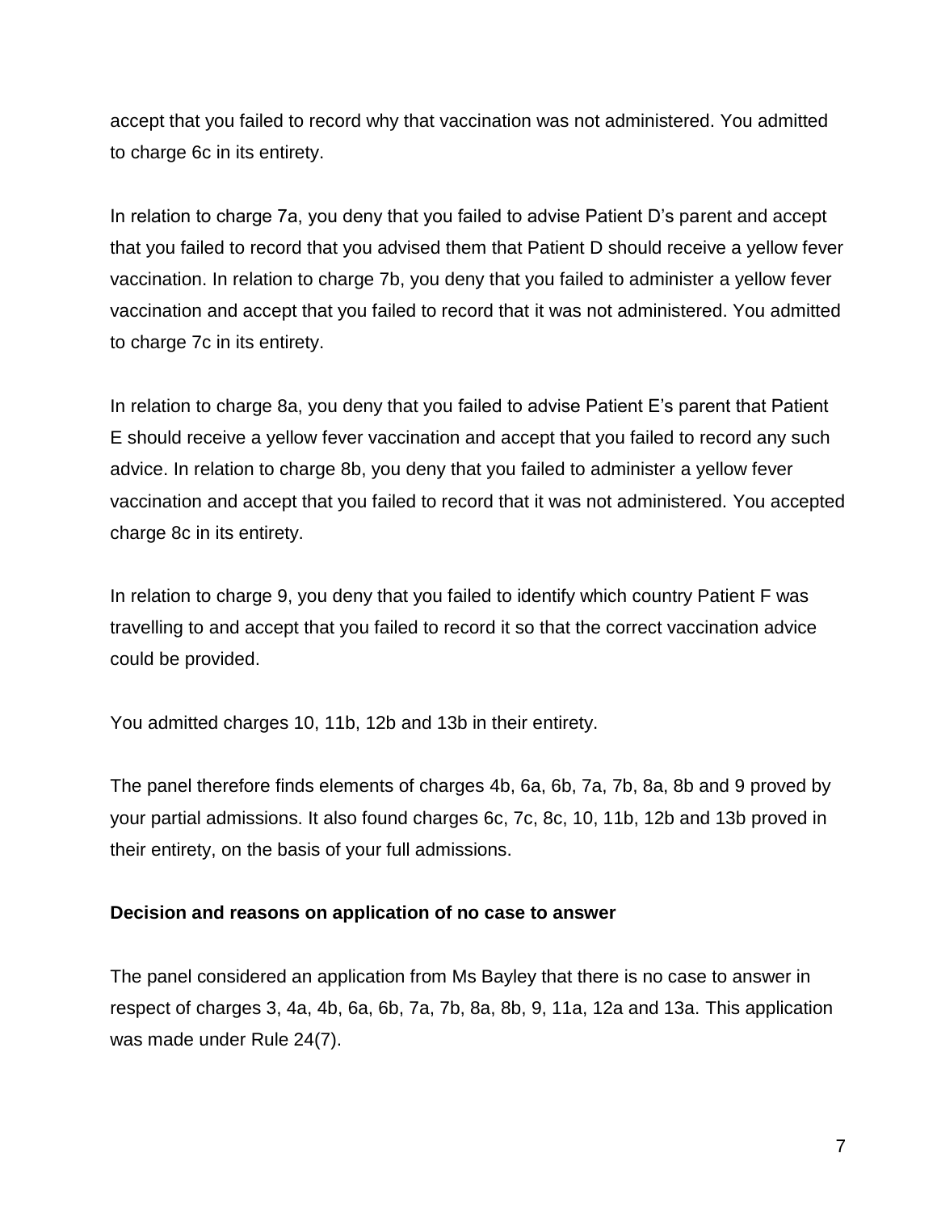accept that you failed to record why that vaccination was not administered. You admitted to charge 6c in its entirety.

In relation to charge 7a, you deny that you failed to advise Patient D's parent and accept that you failed to record that you advised them that Patient D should receive a yellow fever vaccination. In relation to charge 7b, you deny that you failed to administer a yellow fever vaccination and accept that you failed to record that it was not administered. You admitted to charge 7c in its entirety.

In relation to charge 8a, you deny that you failed to advise Patient E's parent that Patient E should receive a yellow fever vaccination and accept that you failed to record any such advice. In relation to charge 8b, you deny that you failed to administer a yellow fever vaccination and accept that you failed to record that it was not administered. You accepted charge 8c in its entirety.

In relation to charge 9, you deny that you failed to identify which country Patient F was travelling to and accept that you failed to record it so that the correct vaccination advice could be provided.

You admitted charges 10, 11b, 12b and 13b in their entirety.

The panel therefore finds elements of charges 4b, 6a, 6b, 7a, 7b, 8a, 8b and 9 proved by your partial admissions. It also found charges 6c, 7c, 8c, 10, 11b, 12b and 13b proved in their entirety, on the basis of your full admissions.

**Decision and reasons on application of no case to answer**

The panel considered an application from Ms Bayley that there is no case to answer in respect of charges 3, 4a, 4b, 6a, 6b, 7a, 7b, 8a, 8b, 9, 11a, 12a and 13a. This application was made under Rule 24(7).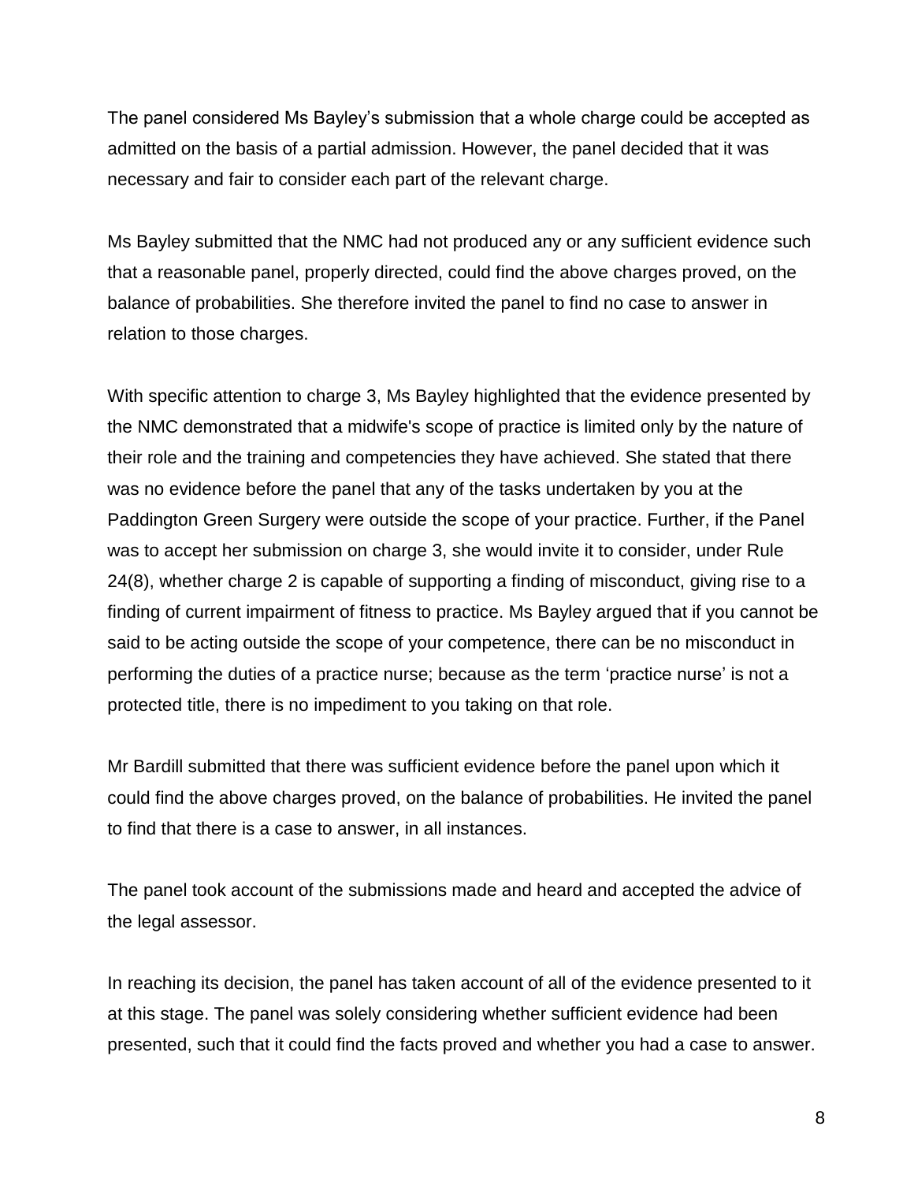The panel considered Ms Bayley's submission that a whole charge could be accepted as admitted on the basis of a partial admission. However, the panel decided that it was necessary and fair to consider each part of the relevant charge.

Ms Bayley submitted that the NMC had not produced any or any sufficient evidence such that a reasonable panel, properly directed, could find the above charges proved, on the balance of probabilities. She therefore invited the panel to find no case to answer in relation to those charges.

With specific attention to charge 3, Ms Bayley highlighted that the evidence presented by the NMC demonstrated that a midwife's scope of practice is limited only by the nature of their role and the training and competencies they have achieved. She stated that there was no evidence before the panel that any of the tasks undertaken by you at the Paddington Green Surgery were outside the scope of your practice. Further, if the Panel was to accept her submission on charge 3, she would invite it to consider, under Rule 24(8), whether charge 2 is capable of supporting a finding of misconduct, giving rise to a finding of current impairment of fitness to practice. Ms Bayley argued that if you cannot be said to be acting outside the scope of your competence, there can be no misconduct in performing the duties of a practice nurse; because as the term 'practice nurse' is not a protected title, there is no impediment to you taking on that role.

Mr Bardill submitted that there was sufficient evidence before the panel upon which it could find the above charges proved, on the balance of probabilities. He invited the panel to find that there is a case to answer, in all instances.

The panel took account of the submissions made and heard and accepted the advice of the legal assessor.

In reaching its decision, the panel has taken account of all of the evidence presented to it at this stage. The panel was solely considering whether sufficient evidence had been presented, such that it could find the facts proved and whether you had a case to answer.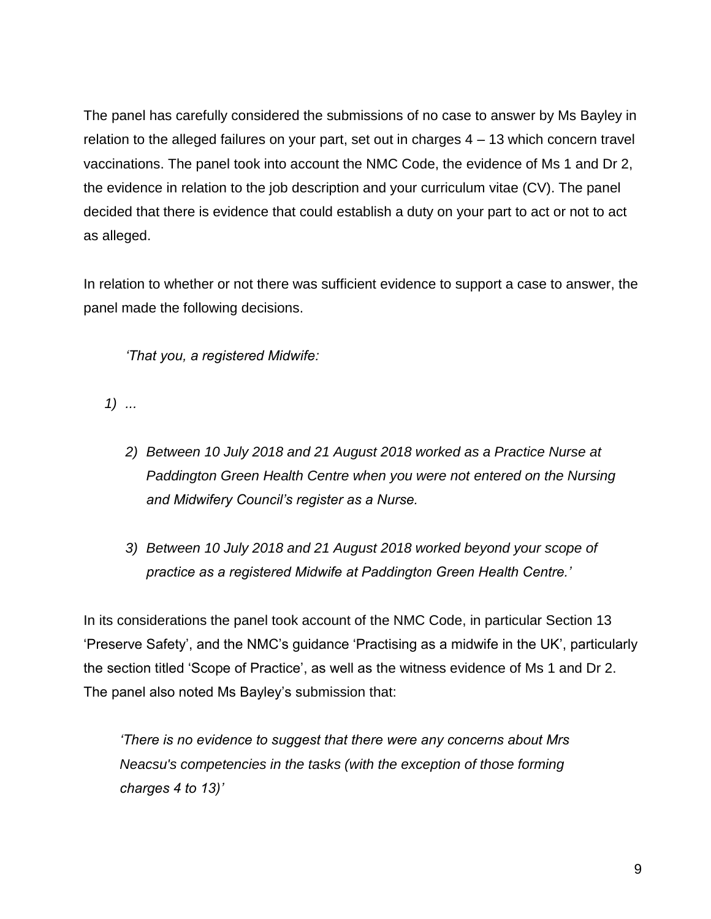The panel has carefully considered the submissions of no case to answer by Ms Bayley in relation to the alleged failures on your part, set out in charges 4 – 13 which concern travel vaccinations. The panel took into account the NMC Code, the evidence of Ms 1 and Dr 2, the evidence in relation to the job description and your curriculum vitae (CV). The panel decided that there is evidence that could establish a duty on your part to act or not to act as alleged.

In relation to whether or not there was sufficient evidence to support a case to answer, the panel made the following decisions.

> *'That you, a registered Midwife:*
>
> *1) ...*
>
> *2) Between 10 July 2018 and 21 August 2018 worked as a Practice Nurse at Paddington Green Health Centre when you were not entered on the Nursing and Midwifery Council's register as a Nurse.*
>
> *3) Between 10 July 2018 and 21 August 2018 worked beyond your scope of practice as a registered Midwife at Paddington Green Health Centre.'*

In its considerations the panel took account of the NMC Code, in particular Section 13 'Preserve Safety', and the NMC's guidance 'Practising as a midwife in the UK', particularly the section titled 'Scope of Practice', as well as the witness evidence of Ms 1 and Dr 2. The panel also noted Ms Bayley's submission that:

> *'There is no evidence to suggest that there were any concerns about Mrs Neacsu's competencies in the tasks (with the exception of those forming charges 4 to 13)'*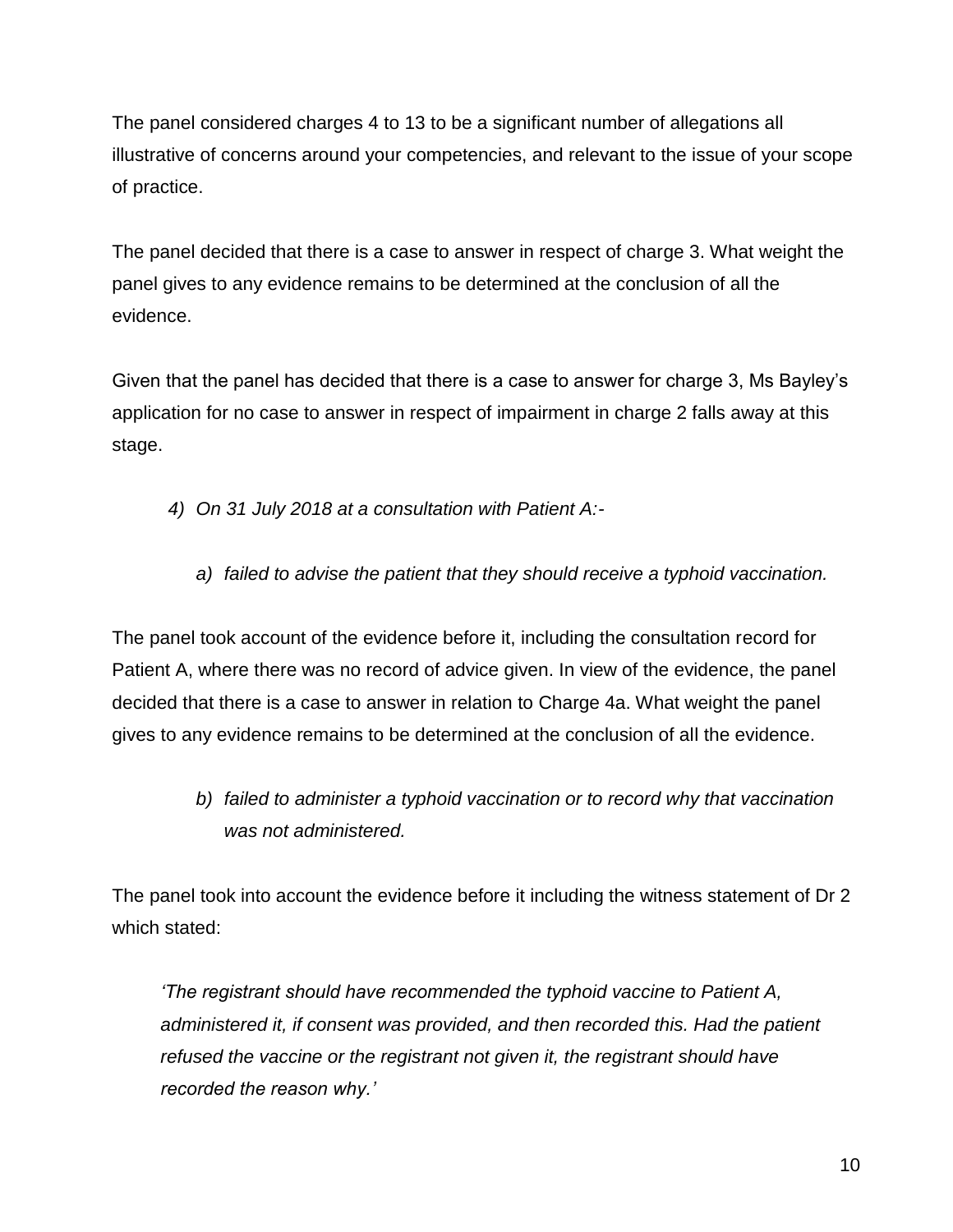The panel considered charges 4 to 13 to be a significant number of allegations all illustrative of concerns around your competencies, and relevant to the issue of your scope of practice.

The panel decided that there is a case to answer in respect of charge 3. What weight the panel gives to any evidence remains to be determined at the conclusion of all the evidence.

Given that the panel has decided that there is a case to answer for charge 3, Ms Bayley's application for no case to answer in respect of impairment in charge 2 falls away at this stage.

> 4) *On 31 July 2018 at a consultation with Patient A:-*
>
> > a) *failed to advise the patient that they should receive a typhoid vaccination.*

The panel took account of the evidence before it, including the consultation record for Patient A, where there was no record of advice given. In view of the evidence, the panel decided that there is a case to answer in relation to Charge 4a. What weight the panel gives to any evidence remains to be determined at the conclusion of all the evidence.

> > b) *failed to administer a typhoid vaccination or to record why that vaccination was not administered.*

The panel took into account the evidence before it including the witness statement of Dr 2 which stated:

> *'The registrant should have recommended the typhoid vaccine to Patient A, administered it, if consent was provided, and then recorded this. Had the patient refused the vaccine or the registrant not given it, the registrant should have recorded the reason why.'*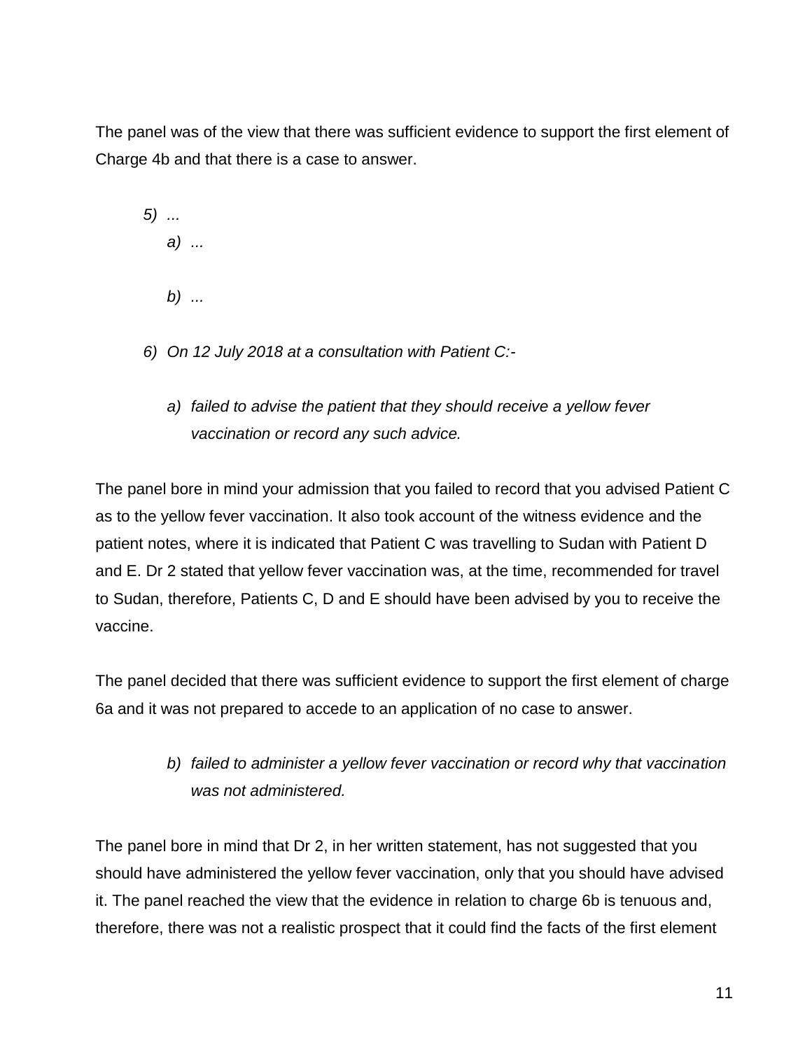The panel was of the view that there was sufficient evidence to support the first element of Charge 4b and that there is a case to answer.

5) *...*
   a) *...*

   b) *...*

6) *On 12 July 2018 at a consultation with Patient C:-*

   a) *failed to advise the patient that they should receive a yellow fever vaccination or record any such advice.*

The panel bore in mind your admission that you failed to record that you advised Patient C as to the yellow fever vaccination. It also took account of the witness evidence and the patient notes, where it is indicated that Patient C was travelling to Sudan with Patient D and E. Dr 2 stated that yellow fever vaccination was, at the time, recommended for travel to Sudan, therefore, Patients C, D and E should have been advised by you to receive the vaccine.

The panel decided that there was sufficient evidence to support the first element of charge 6a and it was not prepared to accede to an application of no case to answer.

   b) *failed to administer a yellow fever vaccination or record why that vaccination was not administered.*

The panel bore in mind that Dr 2, in her written statement, has not suggested that you should have administered the yellow fever vaccination, only that you should have advised it. The panel reached the view that the evidence in relation to charge 6b is tenuous and, therefore, there was not a realistic prospect that it could find the facts of the first element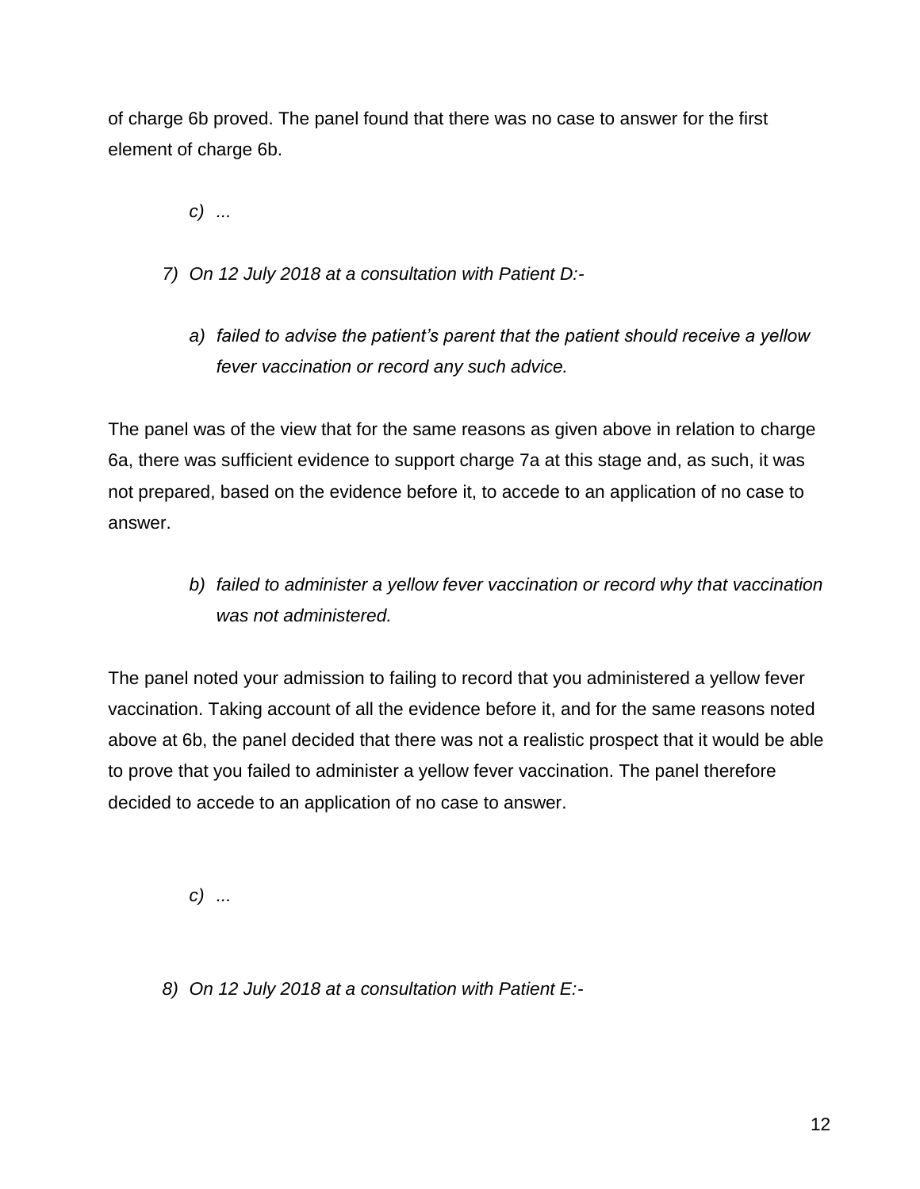of charge 6b proved. The panel found that there was no case to answer for the first element of charge 6b.

> *c) ...*

*7) On 12 July 2018 at a consultation with Patient D:-*

> *a) failed to advise the patient's parent that the patient should receive a yellow fever vaccination or record any such advice.*

The panel was of the view that for the same reasons as given above in relation to charge 6a, there was sufficient evidence to support charge 7a at this stage and, as such, it was not prepared, based on the evidence before it, to accede to an application of no case to answer.

> *b) failed to administer a yellow fever vaccination or record why that vaccination was not administered.*

The panel noted your admission to failing to record that you administered a yellow fever vaccination. Taking account of all the evidence before it, and for the same reasons noted above at 6b, the panel decided that there was not a realistic prospect that it would be able to prove that you failed to administer a yellow fever vaccination. The panel therefore decided to accede to an application of no case to answer.

> *c) ...*

*8) On 12 July 2018 at a consultation with Patient E:-*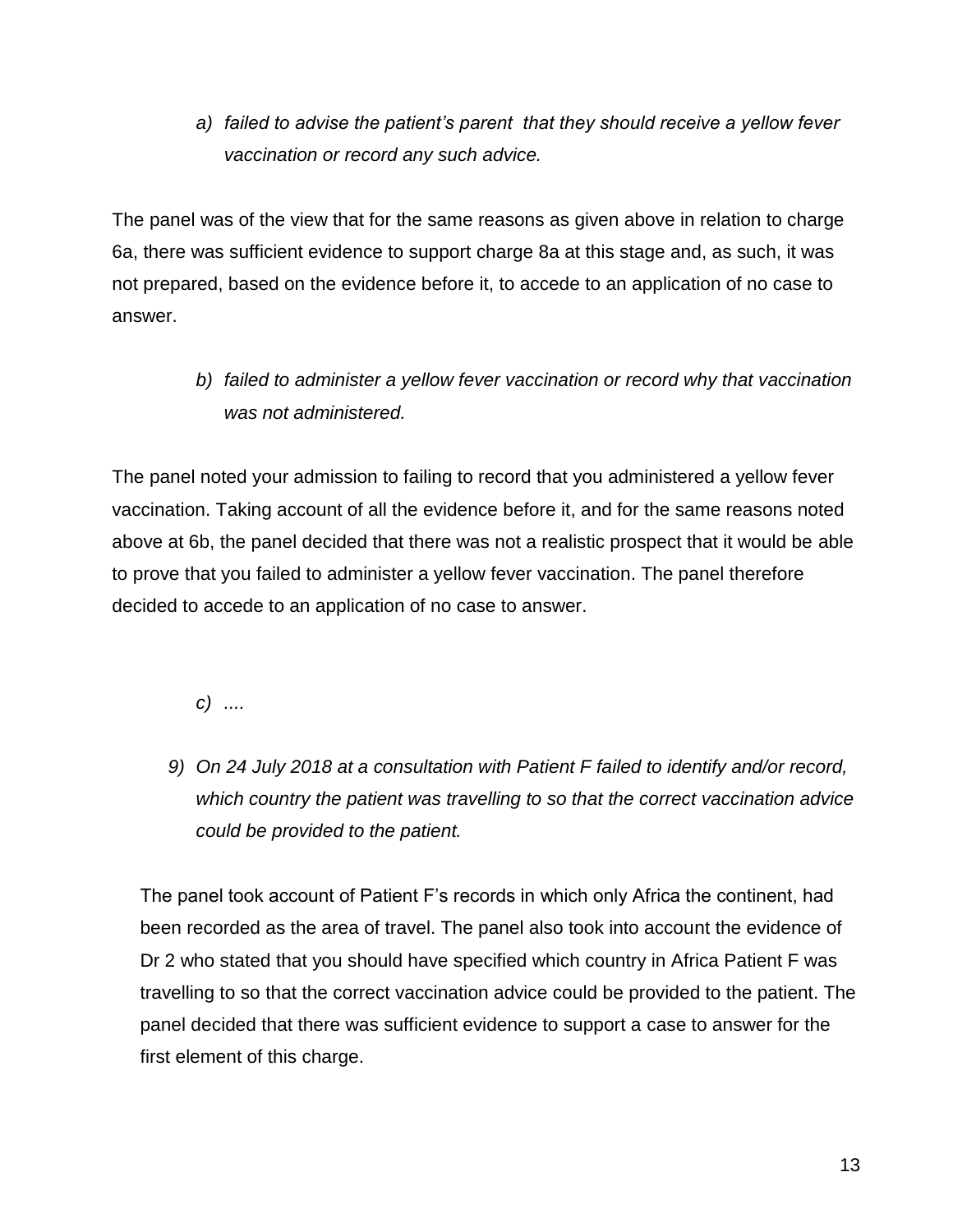*a) failed to advise the patient's parent that they should receive a yellow fever vaccination or record any such advice.*

The panel was of the view that for the same reasons as given above in relation to charge 6a, there was sufficient evidence to support charge 8a at this stage and, as such, it was not prepared, based on the evidence before it, to accede to an application of no case to answer.

*b) failed to administer a yellow fever vaccination or record why that vaccination was not administered.*

The panel noted your admission to failing to record that you administered a yellow fever vaccination. Taking account of all the evidence before it, and for the same reasons noted above at 6b, the panel decided that there was not a realistic prospect that it would be able to prove that you failed to administer a yellow fever vaccination. The panel therefore decided to accede to an application of no case to answer.

*c) ....*

*9) On 24 July 2018 at a consultation with Patient F failed to identify and/or record, which country the patient was travelling to so that the correct vaccination advice could be provided to the patient.*

The panel took account of Patient F's records in which only Africa the continent, had been recorded as the area of travel. The panel also took into account the evidence of Dr 2 who stated that you should have specified which country in Africa Patient F was travelling to so that the correct vaccination advice could be provided to the patient. The panel decided that there was sufficient evidence to support a case to answer for the first element of this charge.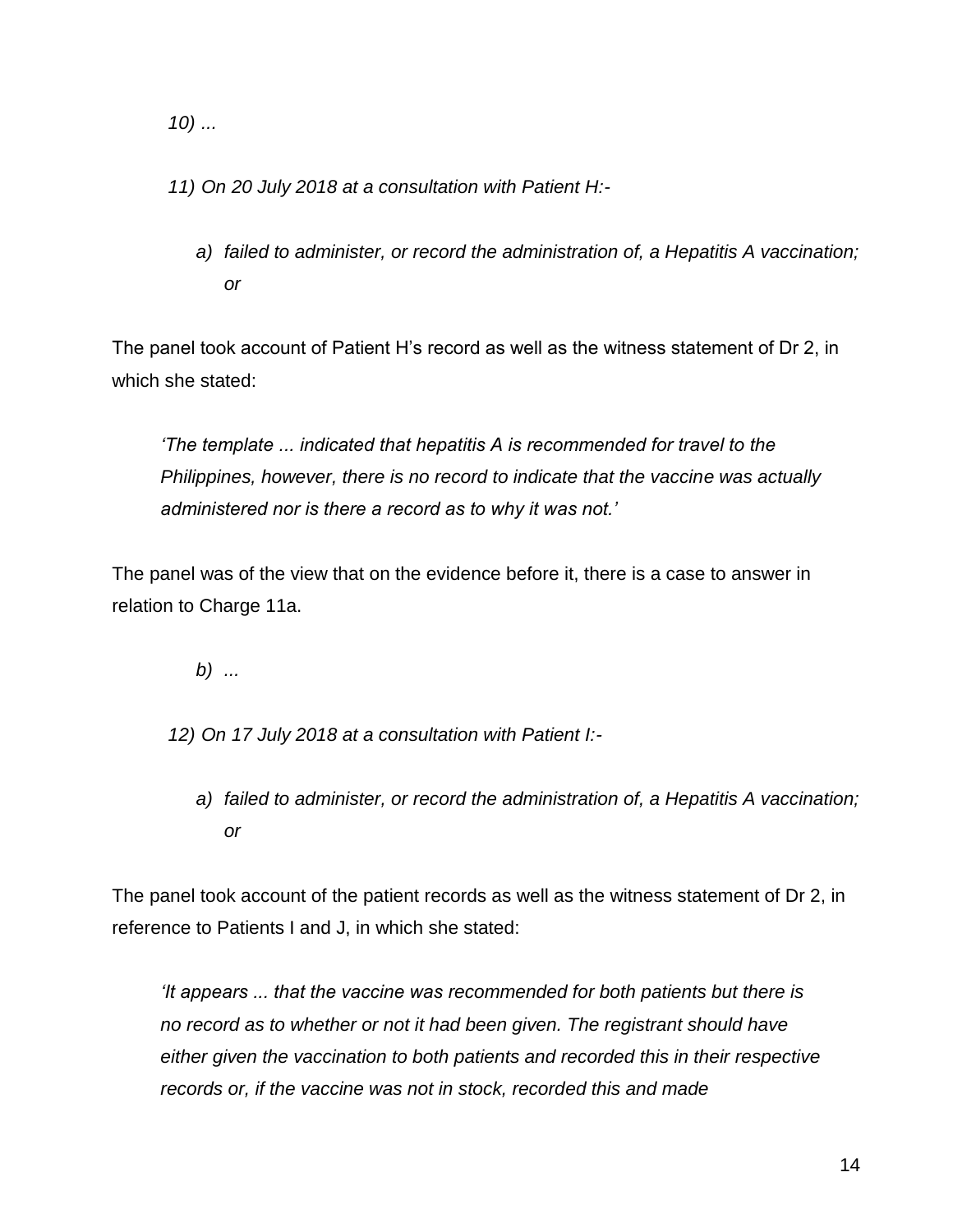*10) ...*

*11) On 20 July 2018 at a consultation with Patient H:-*

*a) failed to administer, or record the administration of, a Hepatitis A vaccination; or*

The panel took account of Patient H's record as well as the witness statement of Dr 2, in which she stated:

> *'The template ... indicated that hepatitis A is recommended for travel to the Philippines, however, there is no record to indicate that the vaccine was actually administered nor is there a record as to why it was not.'*

The panel was of the view that on the evidence before it, there is a case to answer in relation to Charge 11a.

*b) ...*

*12) On 17 July 2018 at a consultation with Patient I:-*

*a) failed to administer, or record the administration of, a Hepatitis A vaccination; or*

The panel took account of the patient records as well as the witness statement of Dr 2, in reference to Patients I and J, in which she stated:

> *'It appears ... that the vaccine was recommended for both patients but there is no record as to whether or not it had been given. The registrant should have either given the vaccination to both patients and recorded this in their respective records or, if the vaccine was not in stock, recorded this and made*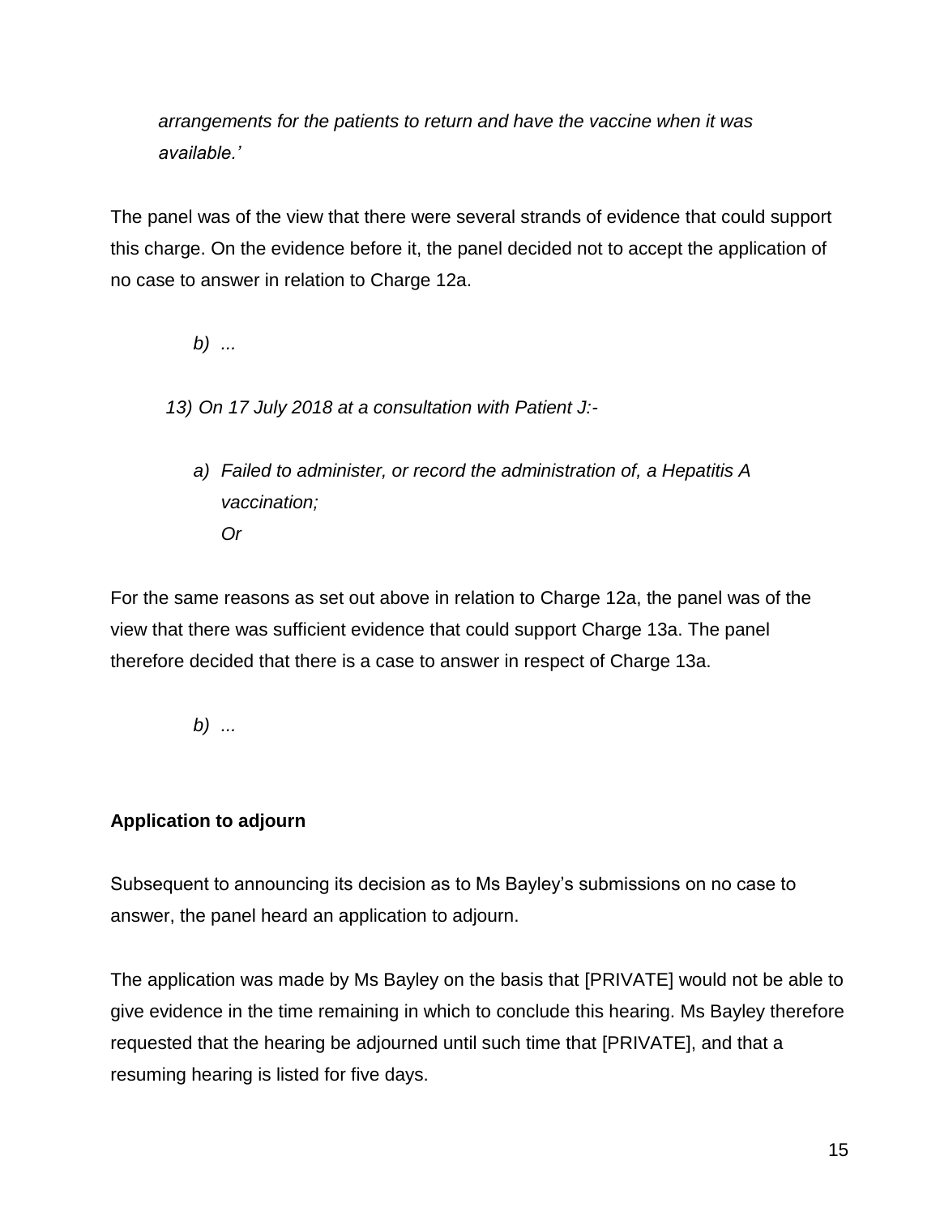*arrangements for the patients to return and have the vaccine when it was available.'*

The panel was of the view that there were several strands of evidence that could support this charge. On the evidence before it, the panel decided not to accept the application of no case to answer in relation to Charge 12a.

*b) ...*

*13) On 17 July 2018 at a consultation with Patient J:-*

*a) Failed to administer, or record the administration of, a Hepatitis A vaccination;*
*Or*

For the same reasons as set out above in relation to Charge 12a, the panel was of the view that there was sufficient evidence that could support Charge 13a. The panel therefore decided that there is a case to answer in respect of Charge 13a.

*b) ...*

**Application to adjourn**

Subsequent to announcing its decision as to Ms Bayley's submissions on no case to answer, the panel heard an application to adjourn.

The application was made by Ms Bayley on the basis that [PRIVATE] would not be able to give evidence in the time remaining in which to conclude this hearing. Ms Bayley therefore requested that the hearing be adjourned until such time that [PRIVATE], and that a resuming hearing is listed for five days.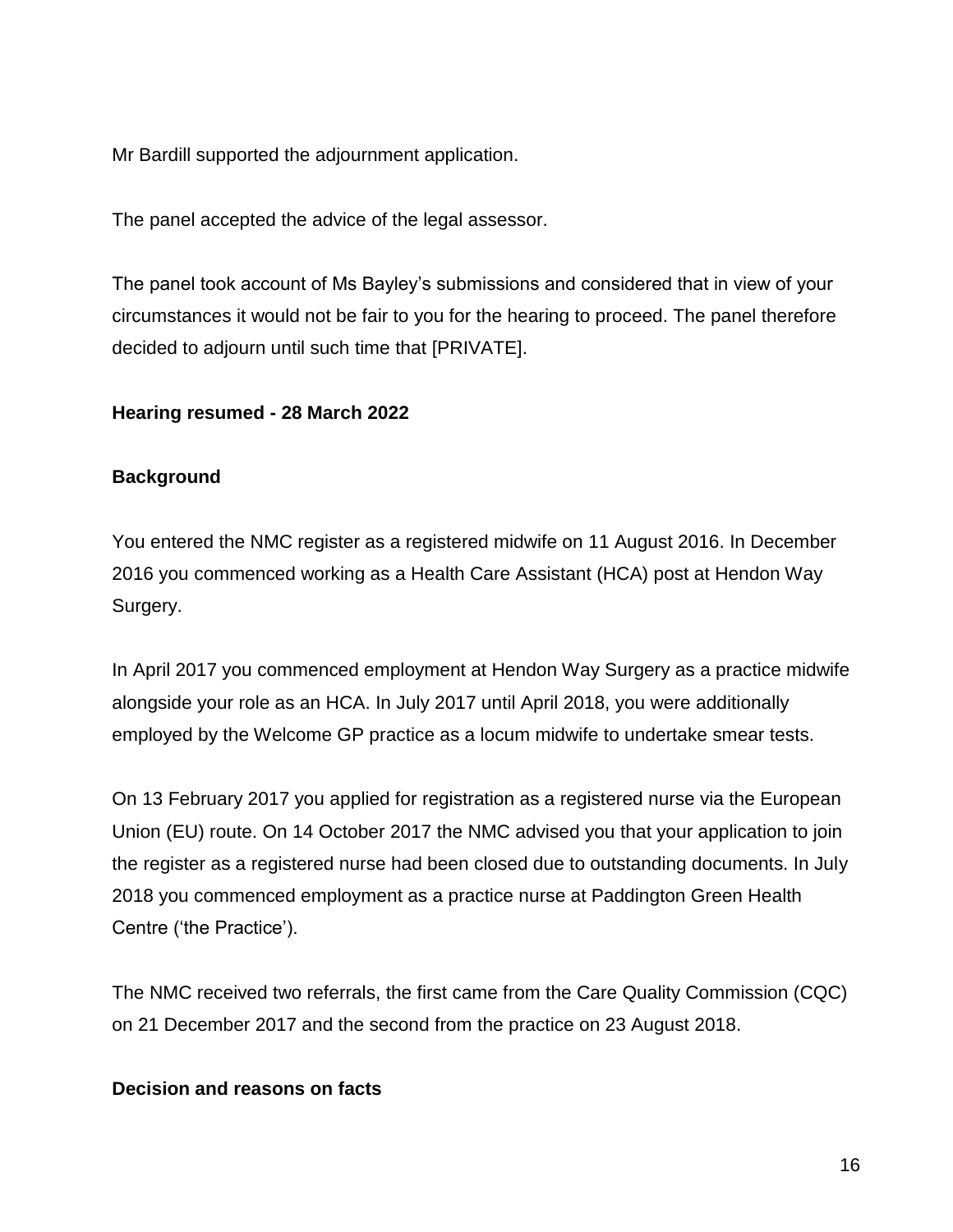Mr Bardill supported the adjournment application.

The panel accepted the advice of the legal assessor.

The panel took account of Ms Bayley's submissions and considered that in view of your circumstances it would not be fair to you for the hearing to proceed. The panel therefore decided to adjourn until such time that [PRIVATE].

**Hearing resumed - 28 March 2022**

**Background**

You entered the NMC register as a registered midwife on 11 August 2016. In December 2016 you commenced working as a Health Care Assistant (HCA) post at Hendon Way Surgery.

In April 2017 you commenced employment at Hendon Way Surgery as a practice midwife alongside your role as an HCA. In July 2017 until April 2018, you were additionally employed by the Welcome GP practice as a locum midwife to undertake smear tests.

On 13 February 2017 you applied for registration as a registered nurse via the European Union (EU) route. On 14 October 2017 the NMC advised you that your application to join the register as a registered nurse had been closed due to outstanding documents. In July 2018 you commenced employment as a practice nurse at Paddington Green Health Centre ('the Practice').

The NMC received two referrals, the first came from the Care Quality Commission (CQC) on 21 December 2017 and the second from the practice on 23 August 2018.

**Decision and reasons on facts**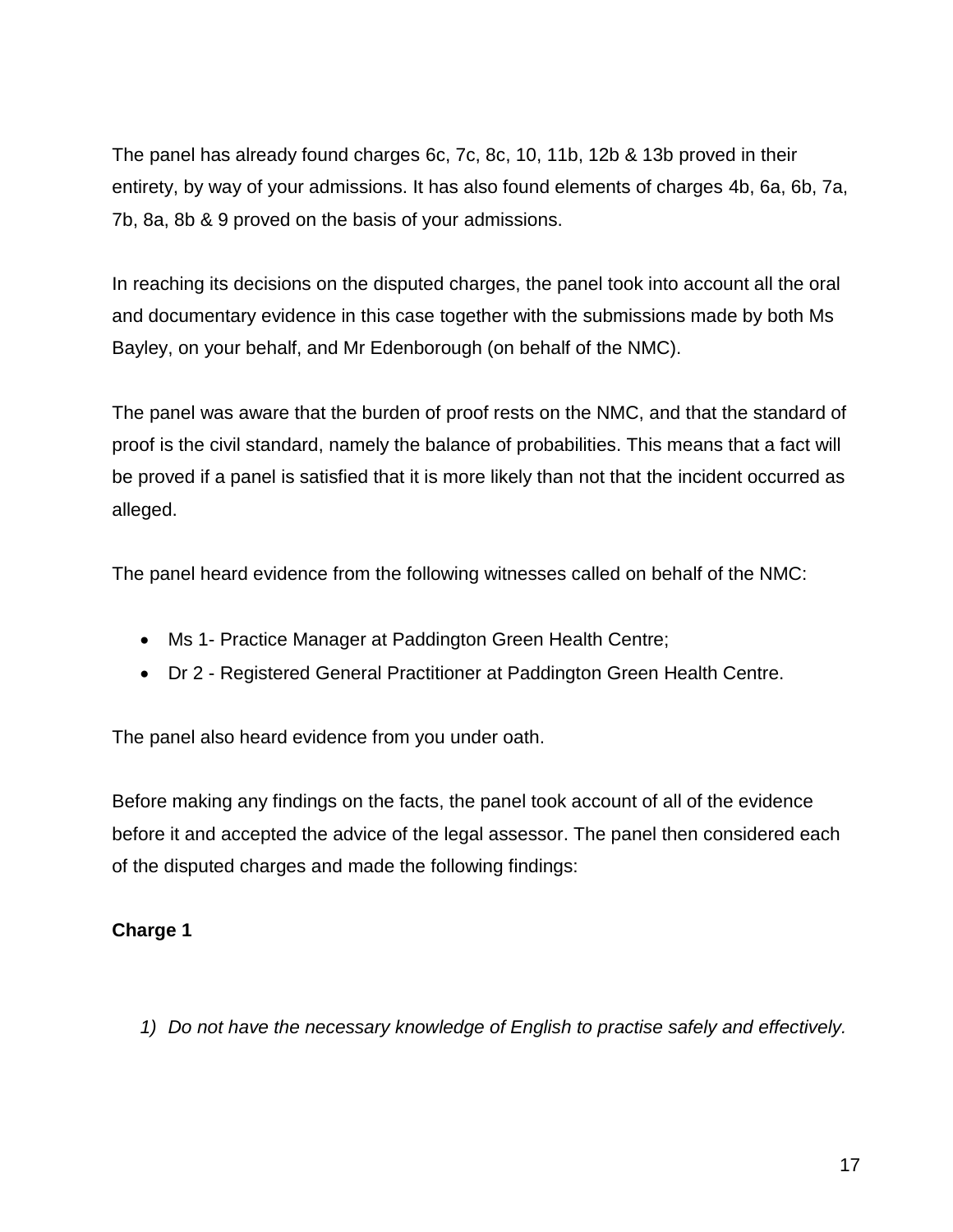The panel has already found charges 6c, 7c, 8c, 10, 11b, 12b & 13b proved in their entirety, by way of your admissions. It has also found elements of charges 4b, 6a, 6b, 7a, 7b, 8a, 8b & 9 proved on the basis of your admissions.

In reaching its decisions on the disputed charges, the panel took into account all the oral and documentary evidence in this case together with the submissions made by both Ms Bayley, on your behalf, and Mr Edenborough (on behalf of the NMC).

The panel was aware that the burden of proof rests on the NMC, and that the standard of proof is the civil standard, namely the balance of probabilities. This means that a fact will be proved if a panel is satisfied that it is more likely than not that the incident occurred as alleged.

The panel heard evidence from the following witnesses called on behalf of the NMC:

- Ms 1- Practice Manager at Paddington Green Health Centre;
- Dr 2 - Registered General Practitioner at Paddington Green Health Centre.

The panel also heard evidence from you under oath.

Before making any findings on the facts, the panel took account of all of the evidence before it and accepted the advice of the legal assessor. The panel then considered each of the disputed charges and made the following findings:

**Charge 1**

1) *Do not have the necessary knowledge of English to practise safely and effectively.*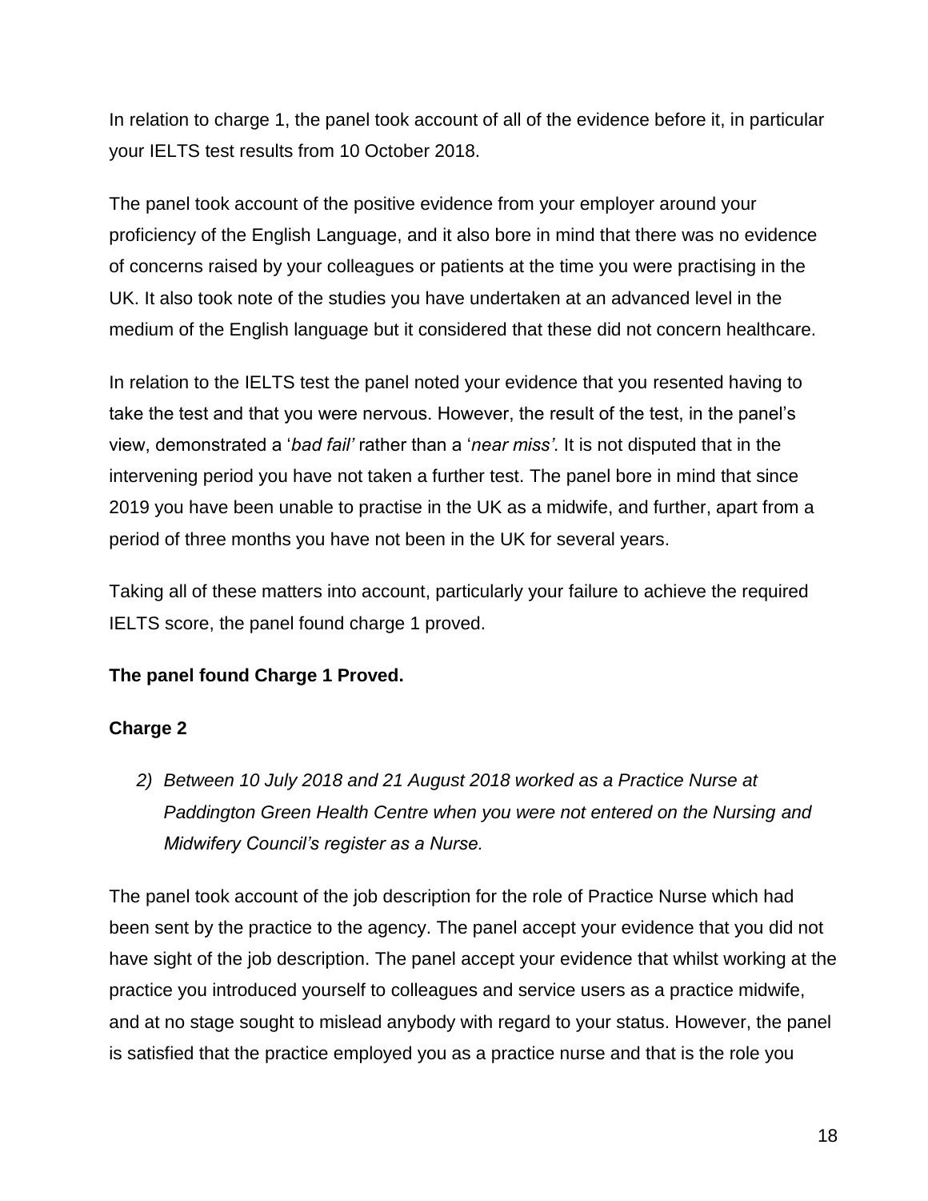In relation to charge 1, the panel took account of all of the evidence before it, in particular your IELTS test results from 10 October 2018.

The panel took account of the positive evidence from your employer around your proficiency of the English Language, and it also bore in mind that there was no evidence of concerns raised by your colleagues or patients at the time you were practising in the UK. It also took note of the studies you have undertaken at an advanced level in the medium of the English language but it considered that these did not concern healthcare.

In relation to the IELTS test the panel noted your evidence that you resented having to take the test and that you were nervous. However, the result of the test, in the panel's view, demonstrated a '*bad fail'* rather than a '*near miss'*. It is not disputed that in the intervening period you have not taken a further test. The panel bore in mind that since 2019 you have been unable to practise in the UK as a midwife, and further, apart from a period of three months you have not been in the UK for several years.

Taking all of these matters into account, particularly your failure to achieve the required IELTS score, the panel found charge 1 proved.

**The panel found Charge 1 Proved.**

**Charge 2**

> *2) Between 10 July 2018 and 21 August 2018 worked as a Practice Nurse at Paddington Green Health Centre when you were not entered on the Nursing and Midwifery Council's register as a Nurse.*

The panel took account of the job description for the role of Practice Nurse which had been sent by the practice to the agency. The panel accept your evidence that you did not have sight of the job description. The panel accept your evidence that whilst working at the practice you introduced yourself to colleagues and service users as a practice midwife, and at no stage sought to mislead anybody with regard to your status. However, the panel is satisfied that the practice employed you as a practice nurse and that is the role you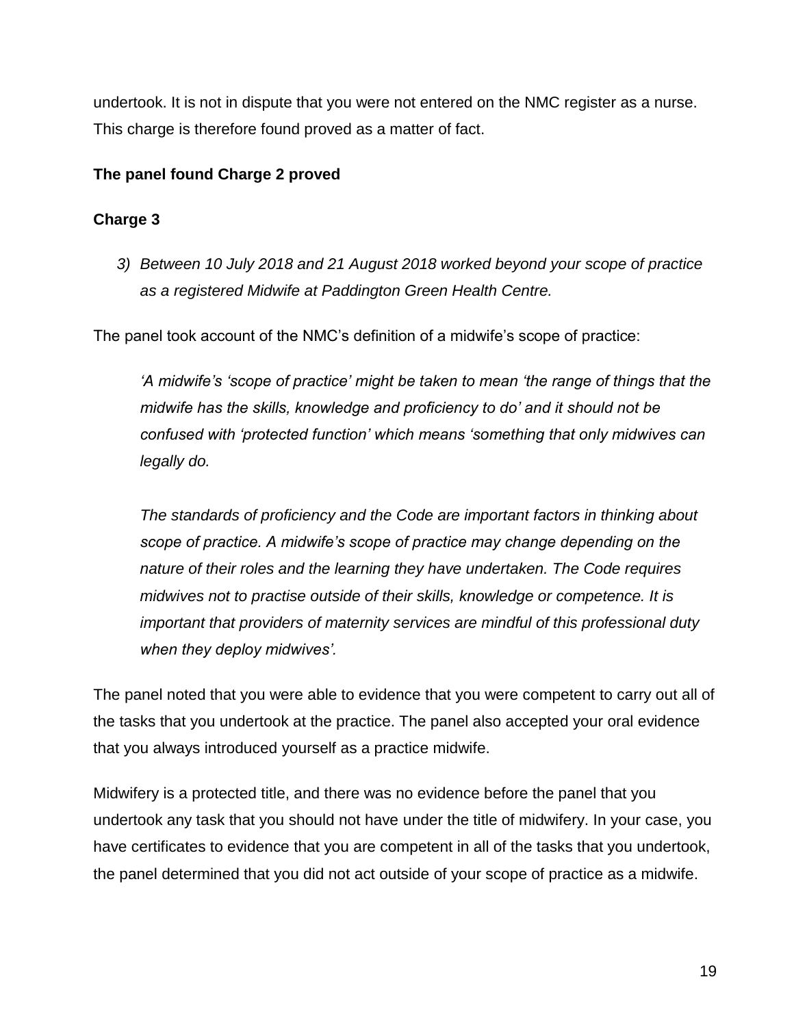undertook. It is not in dispute that you were not entered on the NMC register as a nurse. This charge is therefore found proved as a matter of fact.

**The panel found Charge 2 proved**

**Charge 3**

3) *Between 10 July 2018 and 21 August 2018 worked beyond your scope of practice as a registered Midwife at Paddington Green Health Centre.*

The panel took account of the NMC's definition of a midwife's scope of practice:

> *'A midwife's 'scope of practice' might be taken to mean 'the range of things that the midwife has the skills, knowledge and proficiency to do' and it should not be confused with 'protected function' which means 'something that only midwives can legally do.*
>
> *The standards of proficiency and the Code are important factors in thinking about scope of practice. A midwife's scope of practice may change depending on the nature of their roles and the learning they have undertaken. The Code requires midwives not to practise outside of their skills, knowledge or competence. It is important that providers of maternity services are mindful of this professional duty when they deploy midwives'.*

The panel noted that you were able to evidence that you were competent to carry out all of the tasks that you undertook at the practice. The panel also accepted your oral evidence that you always introduced yourself as a practice midwife.

Midwifery is a protected title, and there was no evidence before the panel that you undertook any task that you should not have under the title of midwifery. In your case, you have certificates to evidence that you are competent in all of the tasks that you undertook, the panel determined that you did not act outside of your scope of practice as a midwife.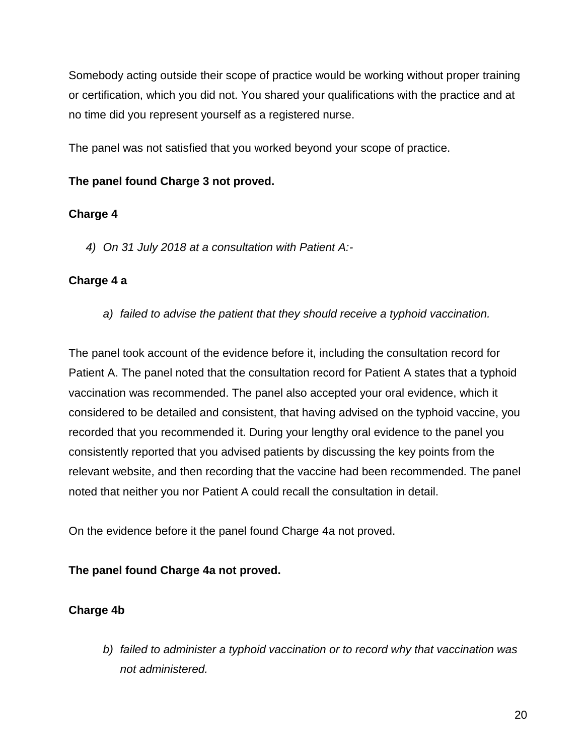Somebody acting outside their scope of practice would be working without proper training or certification, which you did not. You shared your qualifications with the practice and at no time did you represent yourself as a registered nurse.

The panel was not satisfied that you worked beyond your scope of practice.

**The panel found Charge 3 not proved.**

**Charge 4**

4) *On 31 July 2018 at a consultation with Patient A:-*

**Charge 4 a**

a) *failed to advise the patient that they should receive a typhoid vaccination.*

The panel took account of the evidence before it, including the consultation record for Patient A. The panel noted that the consultation record for Patient A states that a typhoid vaccination was recommended. The panel also accepted your oral evidence, which it considered to be detailed and consistent, that having advised on the typhoid vaccine, you recorded that you recommended it. During your lengthy oral evidence to the panel you consistently reported that you advised patients by discussing the key points from the relevant website, and then recording that the vaccine had been recommended. The panel noted that neither you nor Patient A could recall the consultation in detail.

On the evidence before it the panel found Charge 4a not proved.

**The panel found Charge 4a not proved.**

**Charge 4b**

b) *failed to administer a typhoid vaccination or to record why that vaccination was not administered.*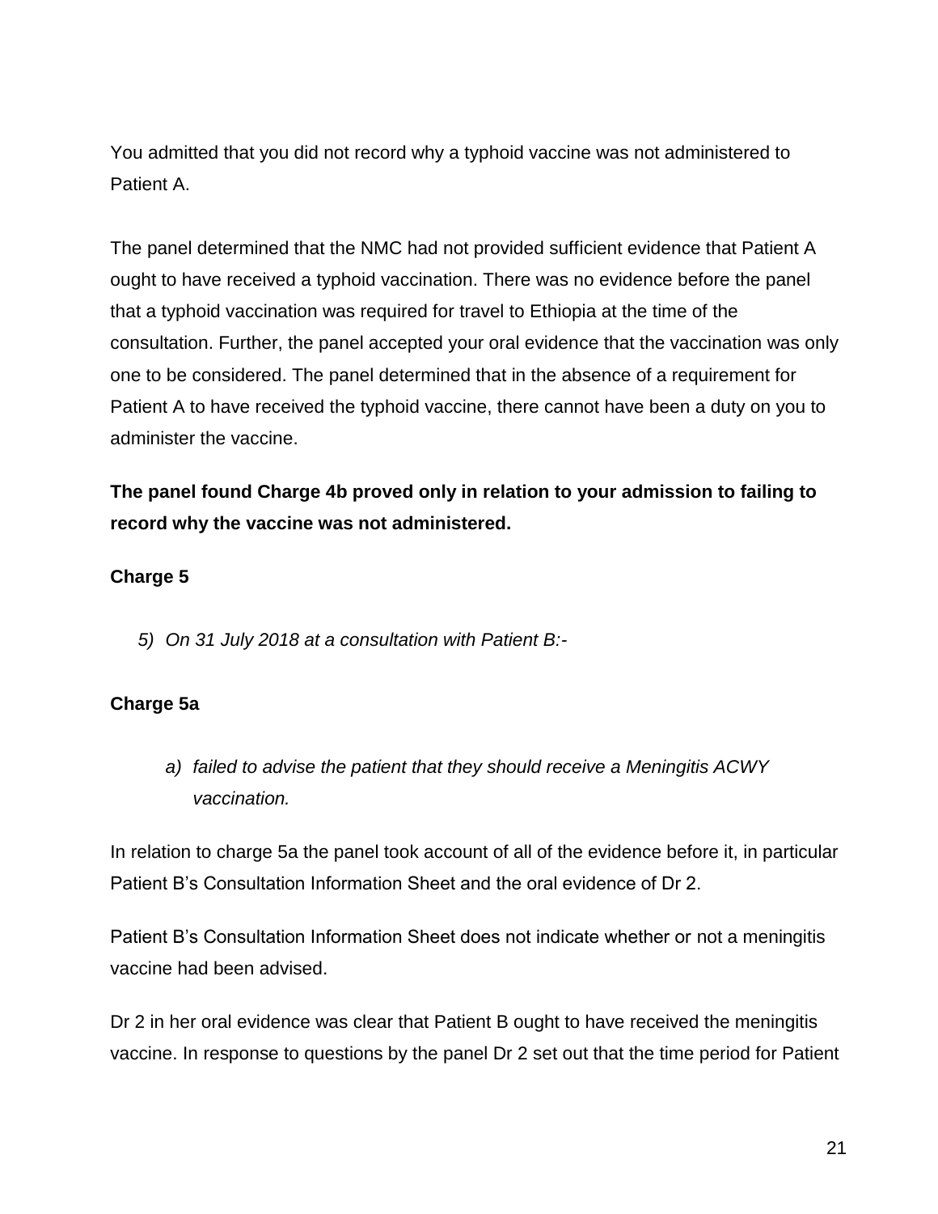You admitted that you did not record why a typhoid vaccine was not administered to Patient A.

The panel determined that the NMC had not provided sufficient evidence that Patient A ought to have received a typhoid vaccination. There was no evidence before the panel that a typhoid vaccination was required for travel to Ethiopia at the time of the consultation. Further, the panel accepted your oral evidence that the vaccination was only one to be considered. The panel determined that in the absence of a requirement for Patient A to have received the typhoid vaccine, there cannot have been a duty on you to administer the vaccine.

**The panel found Charge 4b proved only in relation to your admission to failing to record why the vaccine was not administered.**

**Charge 5**

*5) On 31 July 2018 at a consultation with Patient B:-*

**Charge 5a**

*a) failed to advise the patient that they should receive a Meningitis ACWY vaccination.*

In relation to charge 5a the panel took account of all of the evidence before it, in particular Patient B's Consultation Information Sheet and the oral evidence of Dr 2.

Patient B's Consultation Information Sheet does not indicate whether or not a meningitis vaccine had been advised.

Dr 2 in her oral evidence was clear that Patient B ought to have received the meningitis vaccine. In response to questions by the panel Dr 2 set out that the time period for Patient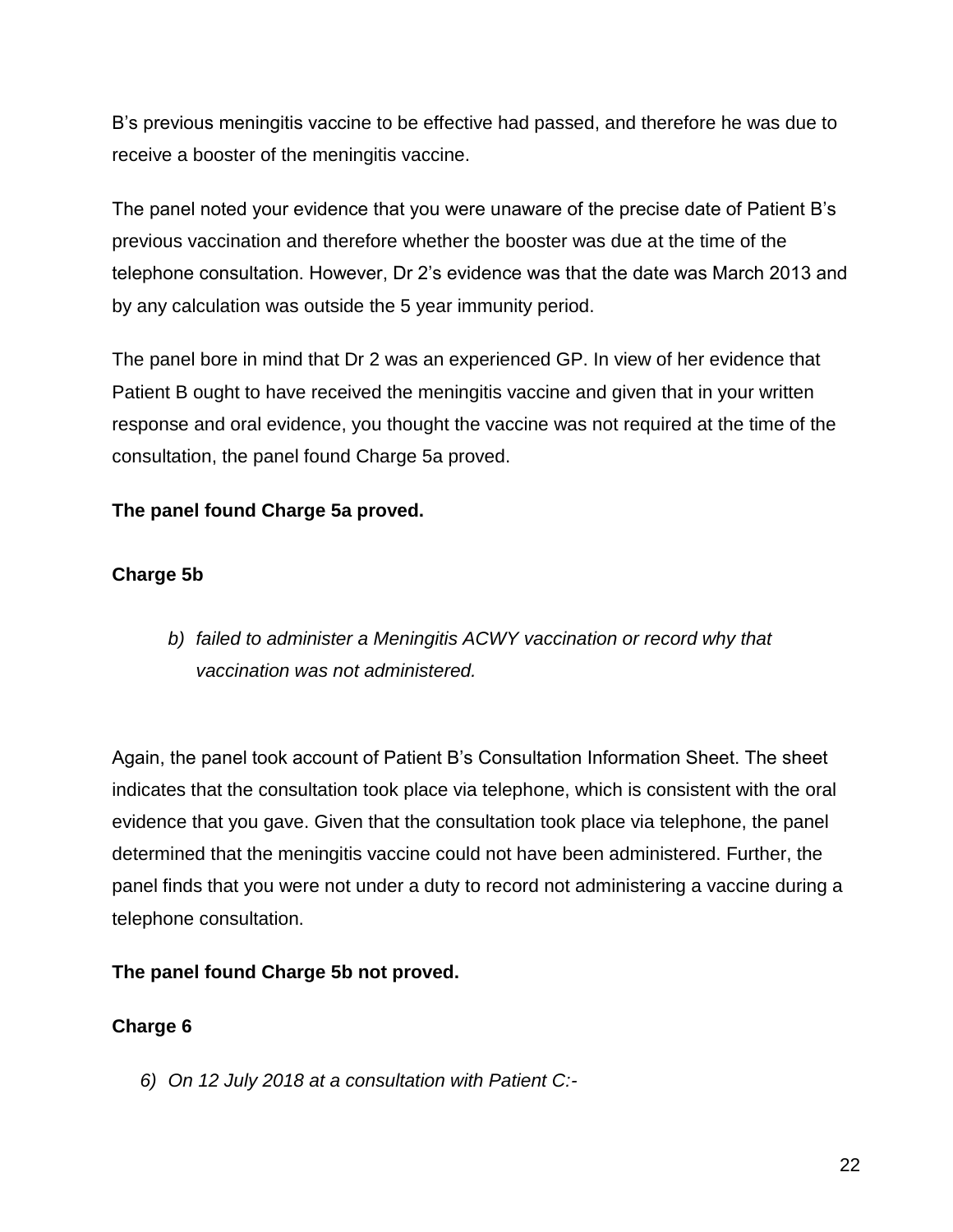B's previous meningitis vaccine to be effective had passed, and therefore he was due to receive a booster of the meningitis vaccine.

The panel noted your evidence that you were unaware of the precise date of Patient B's previous vaccination and therefore whether the booster was due at the time of the telephone consultation. However, Dr 2's evidence was that the date was March 2013 and by any calculation was outside the 5 year immunity period.

The panel bore in mind that Dr 2 was an experienced GP. In view of her evidence that Patient B ought to have received the meningitis vaccine and given that in your written response and oral evidence, you thought the vaccine was not required at the time of the consultation, the panel found Charge 5a proved.

**The panel found Charge 5a proved.**

**Charge 5b**

> *b) failed to administer a Meningitis ACWY vaccination or record why that vaccination was not administered.*

Again, the panel took account of Patient B's Consultation Information Sheet. The sheet indicates that the consultation took place via telephone, which is consistent with the oral evidence that you gave. Given that the consultation took place via telephone, the panel determined that the meningitis vaccine could not have been administered. Further, the panel finds that you were not under a duty to record not administering a vaccine during a telephone consultation.

**The panel found Charge 5b not proved.**

**Charge 6**

> *6) On 12 July 2018 at a consultation with Patient C:-*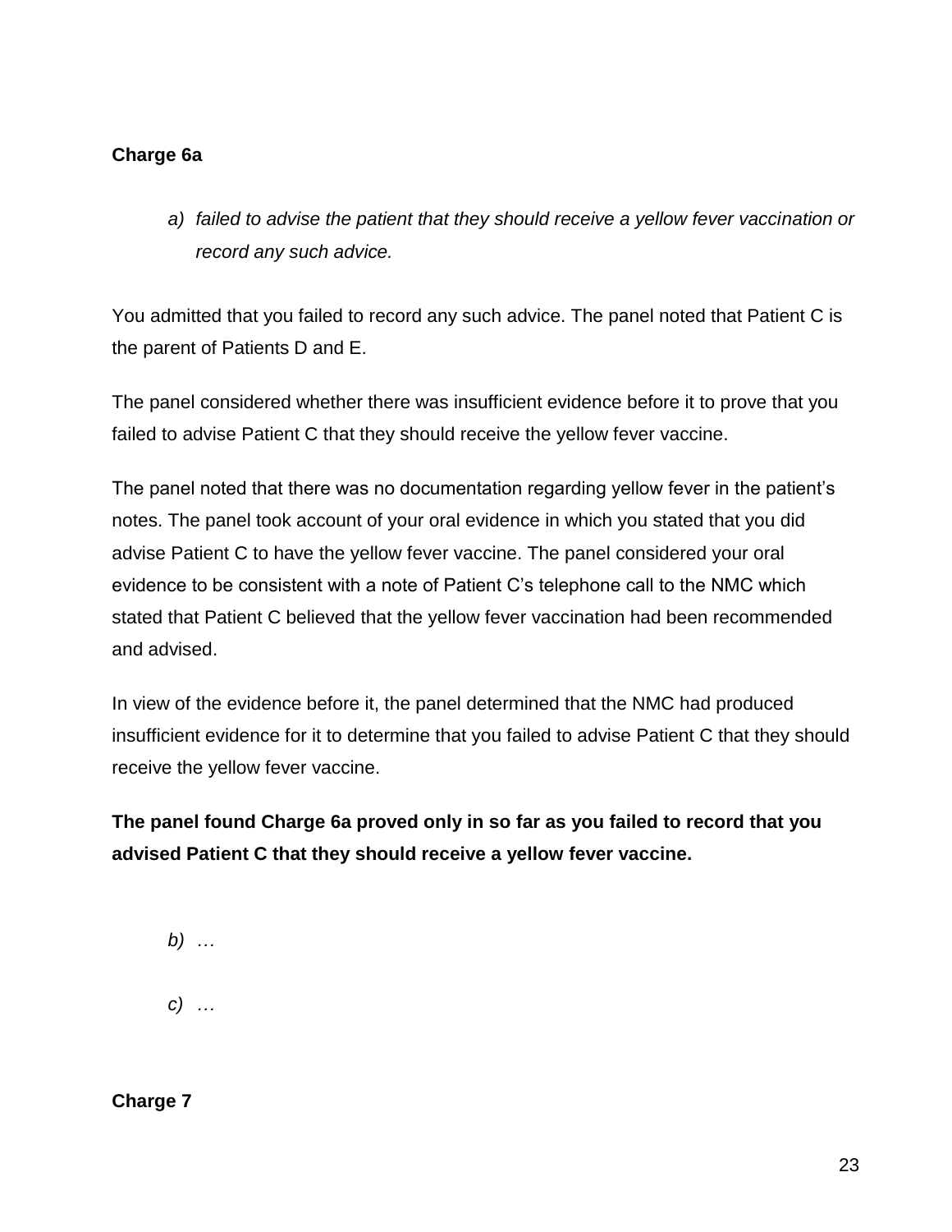**Charge 6a**

> a) *failed to advise the patient that they should receive a yellow fever vaccination or record any such advice.*

You admitted that you failed to record any such advice. The panel noted that Patient C is the parent of Patients D and E.

The panel considered whether there was insufficient evidence before it to prove that you failed to advise Patient C that they should receive the yellow fever vaccine.

The panel noted that there was no documentation regarding yellow fever in the patient's notes. The panel took account of your oral evidence in which you stated that you did advise Patient C to have the yellow fever vaccine. The panel considered your oral evidence to be consistent with a note of Patient C's telephone call to the NMC which stated that Patient C believed that the yellow fever vaccination had been recommended and advised.

In view of the evidence before it, the panel determined that the NMC had produced insufficient evidence for it to determine that you failed to advise Patient C that they should receive the yellow fever vaccine.

**The panel found Charge 6a proved only in so far as you failed to record that you advised Patient C that they should receive a yellow fever vaccine.**

> b) *…*
>
> c) *…*

**Charge 7**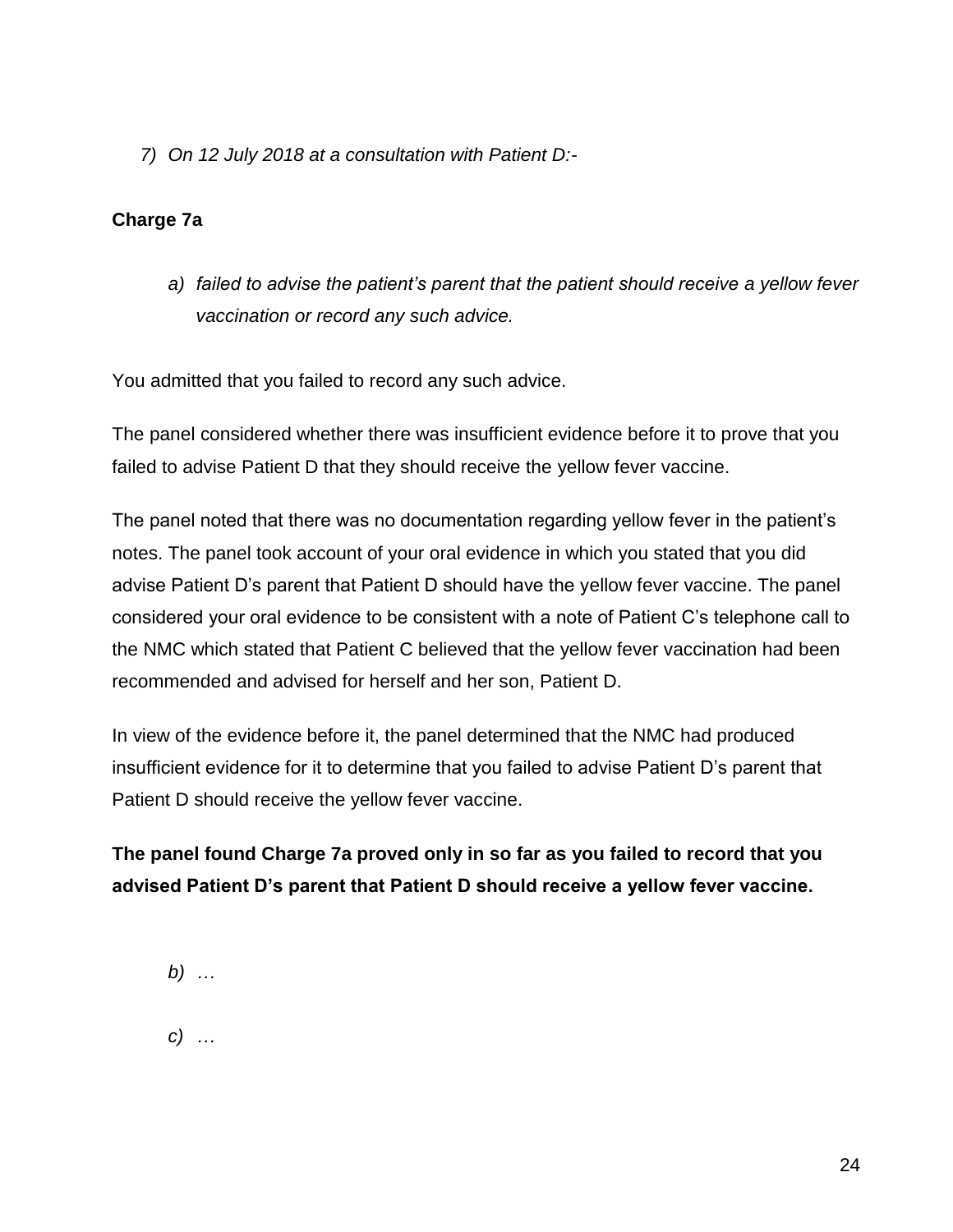*7) On 12 July 2018 at a consultation with Patient D:-*

**Charge 7a**

*a) failed to advise the patient's parent that the patient should receive a yellow fever vaccination or record any such advice.*

You admitted that you failed to record any such advice.

The panel considered whether there was insufficient evidence before it to prove that you failed to advise Patient D that they should receive the yellow fever vaccine.

The panel noted that there was no documentation regarding yellow fever in the patient's notes. The panel took account of your oral evidence in which you stated that you did advise Patient D's parent that Patient D should have the yellow fever vaccine. The panel considered your oral evidence to be consistent with a note of Patient C's telephone call to the NMC which stated that Patient C believed that the yellow fever vaccination had been recommended and advised for herself and her son, Patient D.

In view of the evidence before it, the panel determined that the NMC had produced insufficient evidence for it to determine that you failed to advise Patient D's parent that Patient D should receive the yellow fever vaccine.

**The panel found Charge 7a proved only in so far as you failed to record that you advised Patient D's parent that Patient D should receive a yellow fever vaccine.**

*b) …*

*c) …*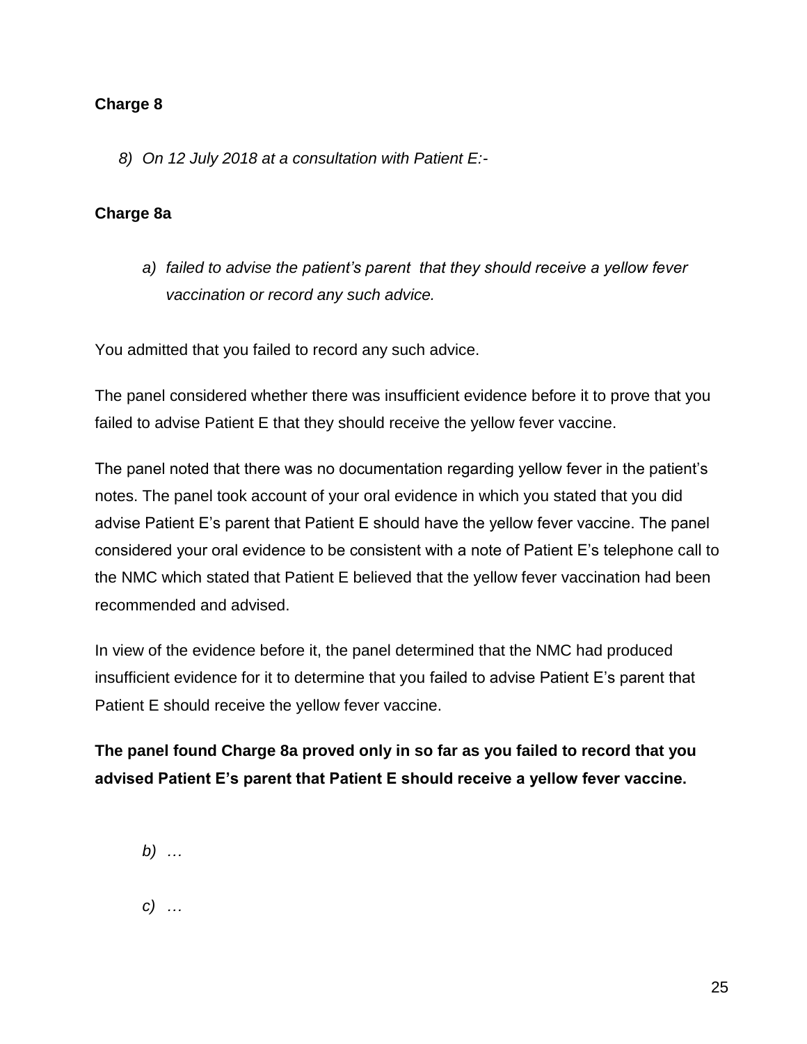**Charge 8**

*8) On 12 July 2018 at a consultation with Patient E:-*

**Charge 8a**

*a) failed to advise the patient's parent  that they should receive a yellow fever vaccination or record any such advice.*

You admitted that you failed to record any such advice.

The panel considered whether there was insufficient evidence before it to prove that you failed to advise Patient E that they should receive the yellow fever vaccine.

The panel noted that there was no documentation regarding yellow fever in the patient's notes. The panel took account of your oral evidence in which you stated that you did advise Patient E's parent that Patient E should have the yellow fever vaccine. The panel considered your oral evidence to be consistent with a note of Patient E's telephone call to the NMC which stated that Patient E believed that the yellow fever vaccination had been recommended and advised.

In view of the evidence before it, the panel determined that the NMC had produced insufficient evidence for it to determine that you failed to advise Patient E's parent that Patient E should receive the yellow fever vaccine.

**The panel found Charge 8a proved only in so far as you failed to record that you advised Patient E's parent that Patient E should receive a yellow fever vaccine.**

*b) …*

*c) …*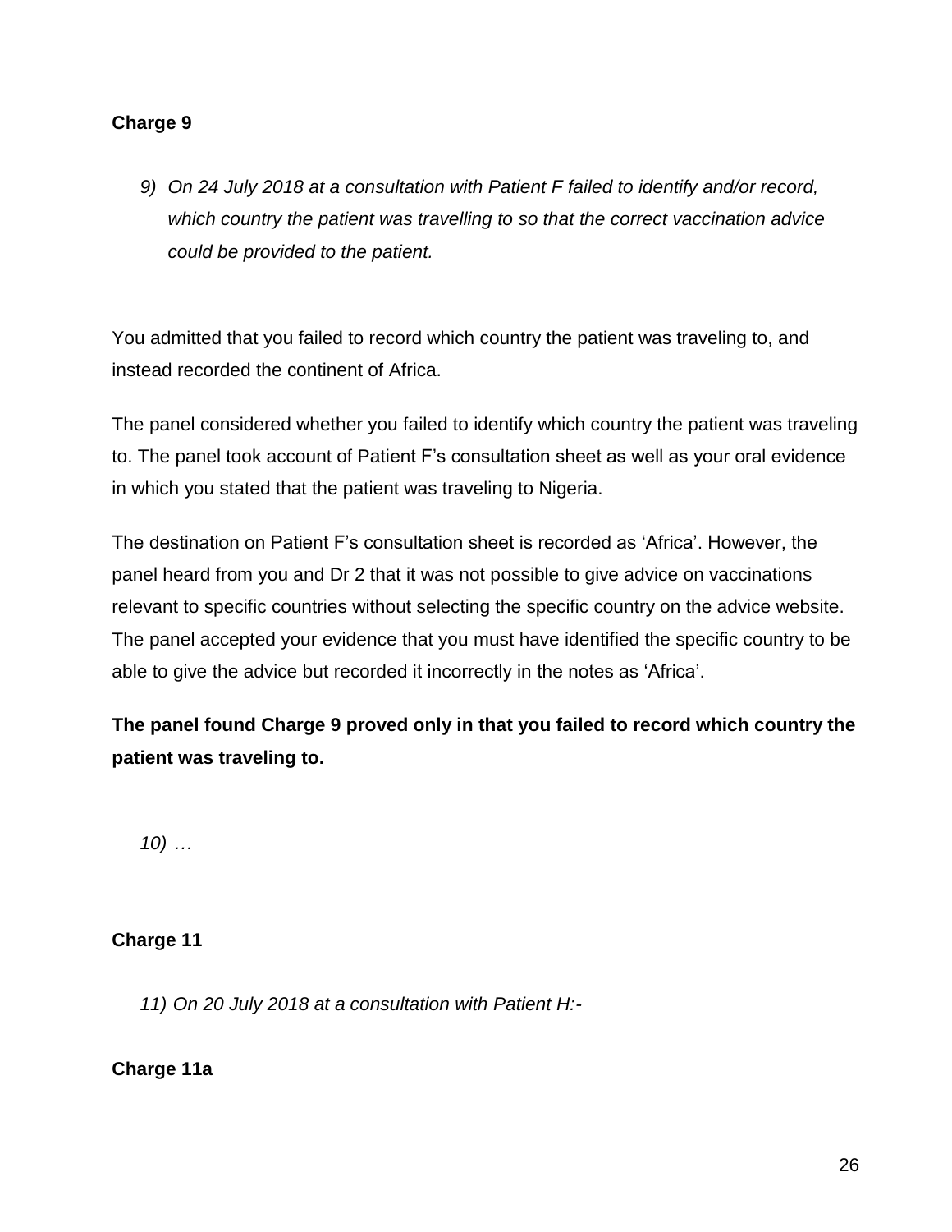**Charge 9**

*9) On 24 July 2018 at a consultation with Patient F failed to identify and/or record, which country the patient was travelling to so that the correct vaccination advice could be provided to the patient.*

You admitted that you failed to record which country the patient was traveling to, and instead recorded the continent of Africa.

The panel considered whether you failed to identify which country the patient was traveling to. The panel took account of Patient F's consultation sheet as well as your oral evidence in which you stated that the patient was traveling to Nigeria.

The destination on Patient F's consultation sheet is recorded as 'Africa'. However, the panel heard from you and Dr 2 that it was not possible to give advice on vaccinations relevant to specific countries without selecting the specific country on the advice website. The panel accepted your evidence that you must have identified the specific country to be able to give the advice but recorded it incorrectly in the notes as 'Africa'.

**The panel found Charge 9 proved only in that you failed to record which country the patient was traveling to.**

*10) …*

**Charge 11**

*11) On 20 July 2018 at a consultation with Patient H:-*

**Charge 11a**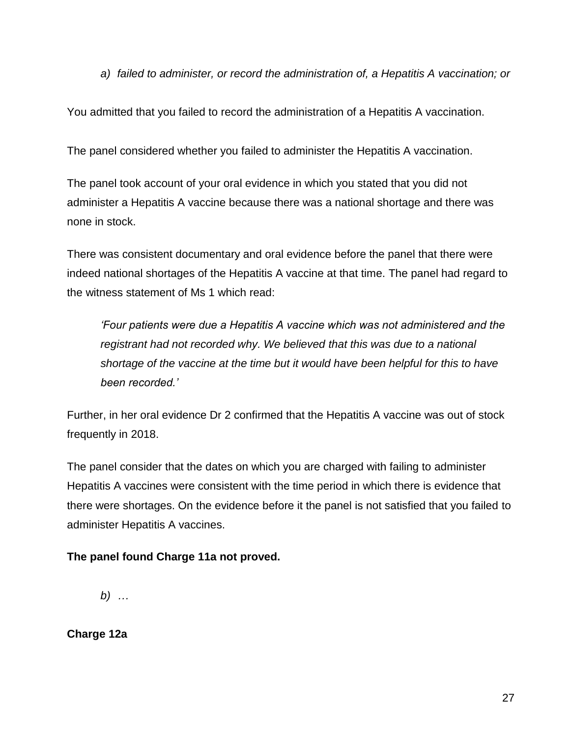*a) failed to administer, or record the administration of, a Hepatitis A vaccination; or*

You admitted that you failed to record the administration of a Hepatitis A vaccination.

The panel considered whether you failed to administer the Hepatitis A vaccination.

The panel took account of your oral evidence in which you stated that you did not administer a Hepatitis A vaccine because there was a national shortage and there was none in stock.

There was consistent documentary and oral evidence before the panel that there were indeed national shortages of the Hepatitis A vaccine at that time. The panel had regard to the witness statement of Ms 1 which read:

> *'Four patients were due a Hepatitis A vaccine which was not administered and the registrant had not recorded why. We believed that this was due to a national shortage of the vaccine at the time but it would have been helpful for this to have been recorded.'*

Further, in her oral evidence Dr 2 confirmed that the Hepatitis A vaccine was out of stock frequently in 2018.

The panel consider that the dates on which you are charged with failing to administer Hepatitis A vaccines were consistent with the time period in which there is evidence that there were shortages. On the evidence before it the panel is not satisfied that you failed to administer Hepatitis A vaccines.

**The panel found Charge 11a not proved.**

*b) …*

**Charge 12a**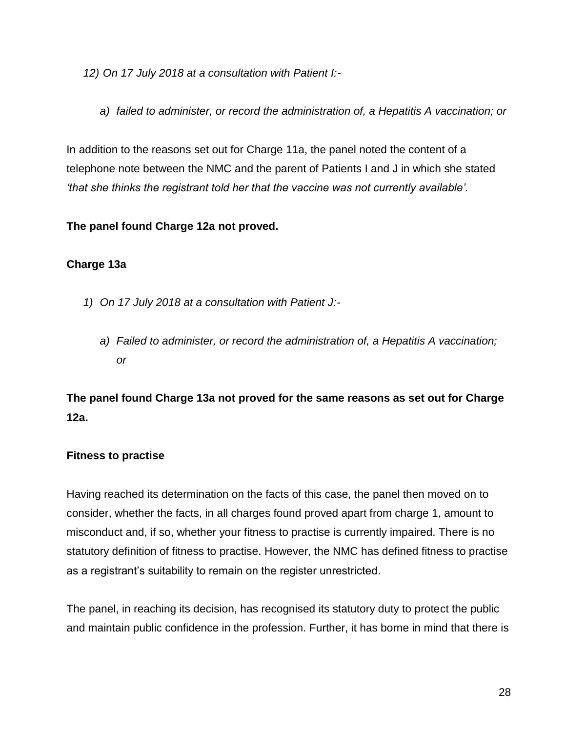*12) On 17 July 2018 at a consultation with Patient I:-*

*a) failed to administer, or record the administration of, a Hepatitis A vaccination; or*

In addition to the reasons set out for Charge 11a, the panel noted the content of a telephone note between the NMC and the parent of Patients I and J in which she stated *'that she thinks the registrant told her that the vaccine was not currently available'.*

**The panel found Charge 12a not proved.**

**Charge 13a**

*1) On 17 July 2018 at a consultation with Patient J:-*

*a) Failed to administer, or record the administration of, a Hepatitis A vaccination; or*

**The panel found Charge 13a not proved for the same reasons as set out for Charge 12a.**

**Fitness to practise**

Having reached its determination on the facts of this case, the panel then moved on to consider, whether the facts, in all charges found proved apart from charge 1, amount to misconduct and, if so, whether your fitness to practise is currently impaired. There is no statutory definition of fitness to practise. However, the NMC has defined fitness to practise as a registrant's suitability to remain on the register unrestricted.

The panel, in reaching its decision, has recognised its statutory duty to protect the public and maintain public confidence in the profession. Further, it has borne in mind that there is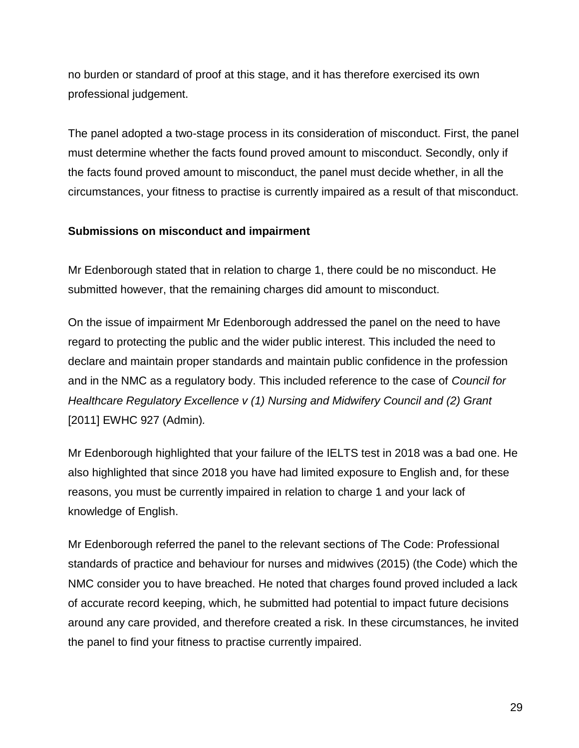no burden or standard of proof at this stage, and it has therefore exercised its own professional judgement.

The panel adopted a two-stage process in its consideration of misconduct. First, the panel must determine whether the facts found proved amount to misconduct. Secondly, only if the facts found proved amount to misconduct, the panel must decide whether, in all the circumstances, your fitness to practise is currently impaired as a result of that misconduct.

**Submissions on misconduct and impairment**

Mr Edenborough stated that in relation to charge 1, there could be no misconduct. He submitted however, that the remaining charges did amount to misconduct.

On the issue of impairment Mr Edenborough addressed the panel on the need to have regard to protecting the public and the wider public interest. This included the need to declare and maintain proper standards and maintain public confidence in the profession and in the NMC as a regulatory body. This included reference to the case of *Council for Healthcare Regulatory Excellence v (1) Nursing and Midwifery Council and (2) Grant* [2011] EWHC 927 (Admin).

Mr Edenborough highlighted that your failure of the IELTS test in 2018 was a bad one. He also highlighted that since 2018 you have had limited exposure to English and, for these reasons, you must be currently impaired in relation to charge 1 and your lack of knowledge of English.

Mr Edenborough referred the panel to the relevant sections of The Code: Professional standards of practice and behaviour for nurses and midwives (2015) (the Code) which the NMC consider you to have breached. He noted that charges found proved included a lack of accurate record keeping, which, he submitted had potential to impact future decisions around any care provided, and therefore created a risk. In these circumstances, he invited the panel to find your fitness to practise currently impaired.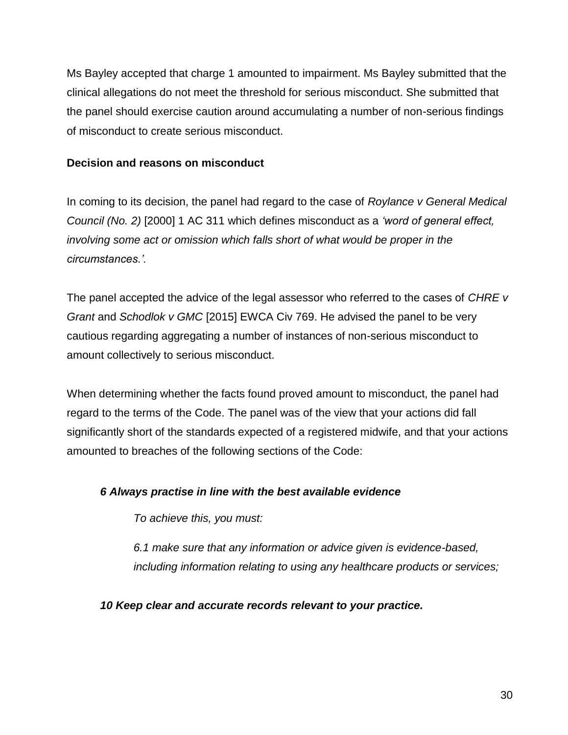Ms Bayley accepted that charge 1 amounted to impairment. Ms Bayley submitted that the clinical allegations do not meet the threshold for serious misconduct. She submitted that the panel should exercise caution around accumulating a number of non-serious findings of misconduct to create serious misconduct.

**Decision and reasons on misconduct**

In coming to its decision, the panel had regard to the case of *Roylance v General Medical Council (No. 2)* [2000] 1 AC 311 which defines misconduct as a *'word of general effect, involving some act or omission which falls short of what would be proper in the circumstances.'.*

The panel accepted the advice of the legal assessor who referred to the cases of *CHRE v Grant* and *Schodlok v GMC* [2015] EWCA Civ 769. He advised the panel to be very cautious regarding aggregating a number of instances of non-serious misconduct to amount collectively to serious misconduct.

When determining whether the facts found proved amount to misconduct, the panel had regard to the terms of the Code. The panel was of the view that your actions did fall significantly short of the standards expected of a registered midwife, and that your actions amounted to breaches of the following sections of the Code:

> ***6 Always practise in line with the best available evidence***
>
> *To achieve this, you must:*
>
> *6.1 make sure that any information or advice given is evidence-based, including information relating to using any healthcare products or services;*
>
> ***10 Keep clear and accurate records relevant to your practice.***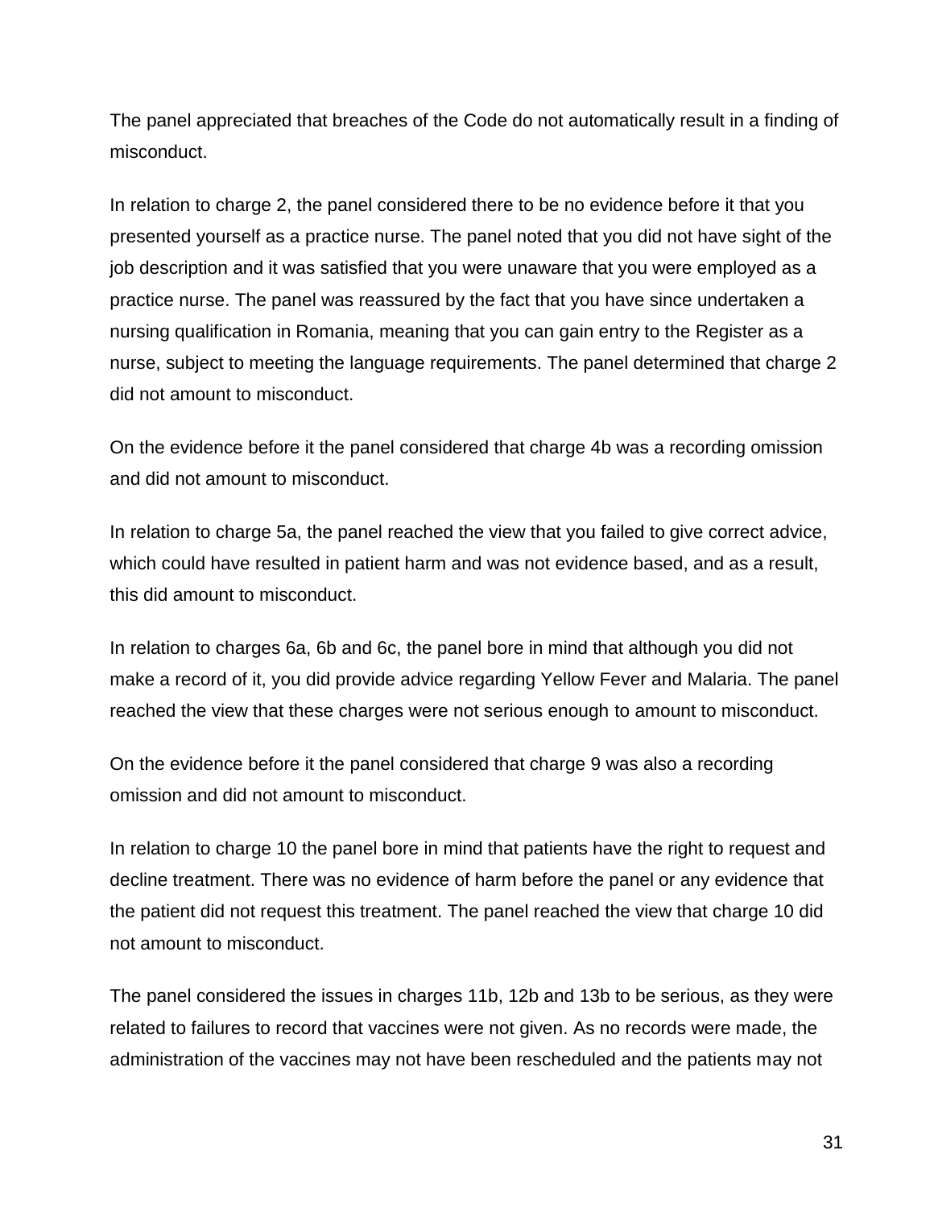The panel appreciated that breaches of the Code do not automatically result in a finding of misconduct.

In relation to charge 2, the panel considered there to be no evidence before it that you presented yourself as a practice nurse. The panel noted that you did not have sight of the job description and it was satisfied that you were unaware that you were employed as a practice nurse. The panel was reassured by the fact that you have since undertaken a nursing qualification in Romania, meaning that you can gain entry to the Register as a nurse, subject to meeting the language requirements. The panel determined that charge 2 did not amount to misconduct.

On the evidence before it the panel considered that charge 4b was a recording omission and did not amount to misconduct.

In relation to charge 5a, the panel reached the view that you failed to give correct advice, which could have resulted in patient harm and was not evidence based, and as a result, this did amount to misconduct.

In relation to charges 6a, 6b and 6c, the panel bore in mind that although you did not make a record of it, you did provide advice regarding Yellow Fever and Malaria. The panel reached the view that these charges were not serious enough to amount to misconduct.

On the evidence before it the panel considered that charge 9 was also a recording omission and did not amount to misconduct.

In relation to charge 10 the panel bore in mind that patients have the right to request and decline treatment. There was no evidence of harm before the panel or any evidence that the patient did not request this treatment. The panel reached the view that charge 10 did not amount to misconduct.

The panel considered the issues in charges 11b, 12b and 13b to be serious, as they were related to failures to record that vaccines were not given. As no records were made, the administration of the vaccines may not have been rescheduled and the patients may not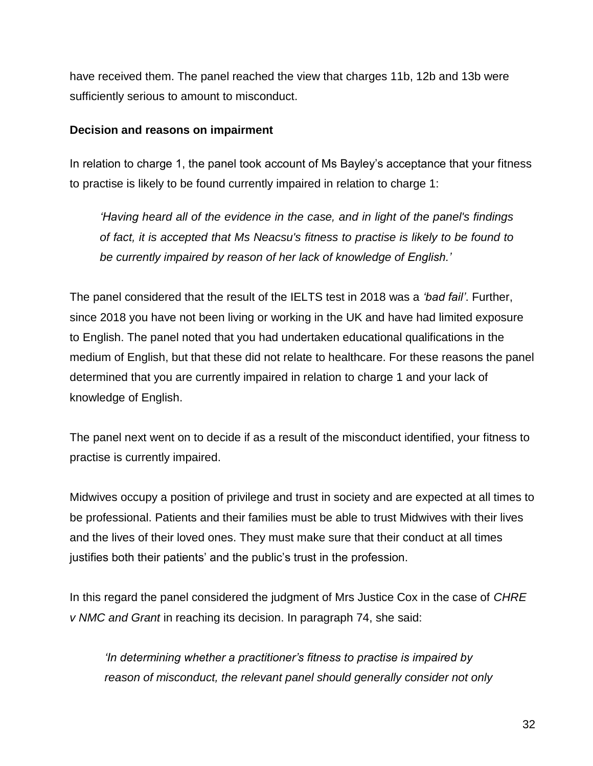have received them. The panel reached the view that charges 11b, 12b and 13b were sufficiently serious to amount to misconduct.

**Decision and reasons on impairment**

In relation to charge 1, the panel took account of Ms Bayley's acceptance that your fitness to practise is likely to be found currently impaired in relation to charge 1:

> *'Having heard all of the evidence in the case, and in light of the panel's findings of fact, it is accepted that Ms Neacsu's fitness to practise is likely to be found to be currently impaired by reason of her lack of knowledge of English.'*

The panel considered that the result of the IELTS test in 2018 was a *'bad fail'*. Further, since 2018 you have not been living or working in the UK and have had limited exposure to English. The panel noted that you had undertaken educational qualifications in the medium of English, but that these did not relate to healthcare. For these reasons the panel determined that you are currently impaired in relation to charge 1 and your lack of knowledge of English.

The panel next went on to decide if as a result of the misconduct identified, your fitness to practise is currently impaired.

Midwives occupy a position of privilege and trust in society and are expected at all times to be professional. Patients and their families must be able to trust Midwives with their lives and the lives of their loved ones. They must make sure that their conduct at all times justifies both their patients' and the public's trust in the profession.

In this regard the panel considered the judgment of Mrs Justice Cox in the case of *CHRE v NMC and Grant* in reaching its decision. In paragraph 74, she said:

> *'In determining whether a practitioner's fitness to practise is impaired by reason of misconduct, the relevant panel should generally consider not only*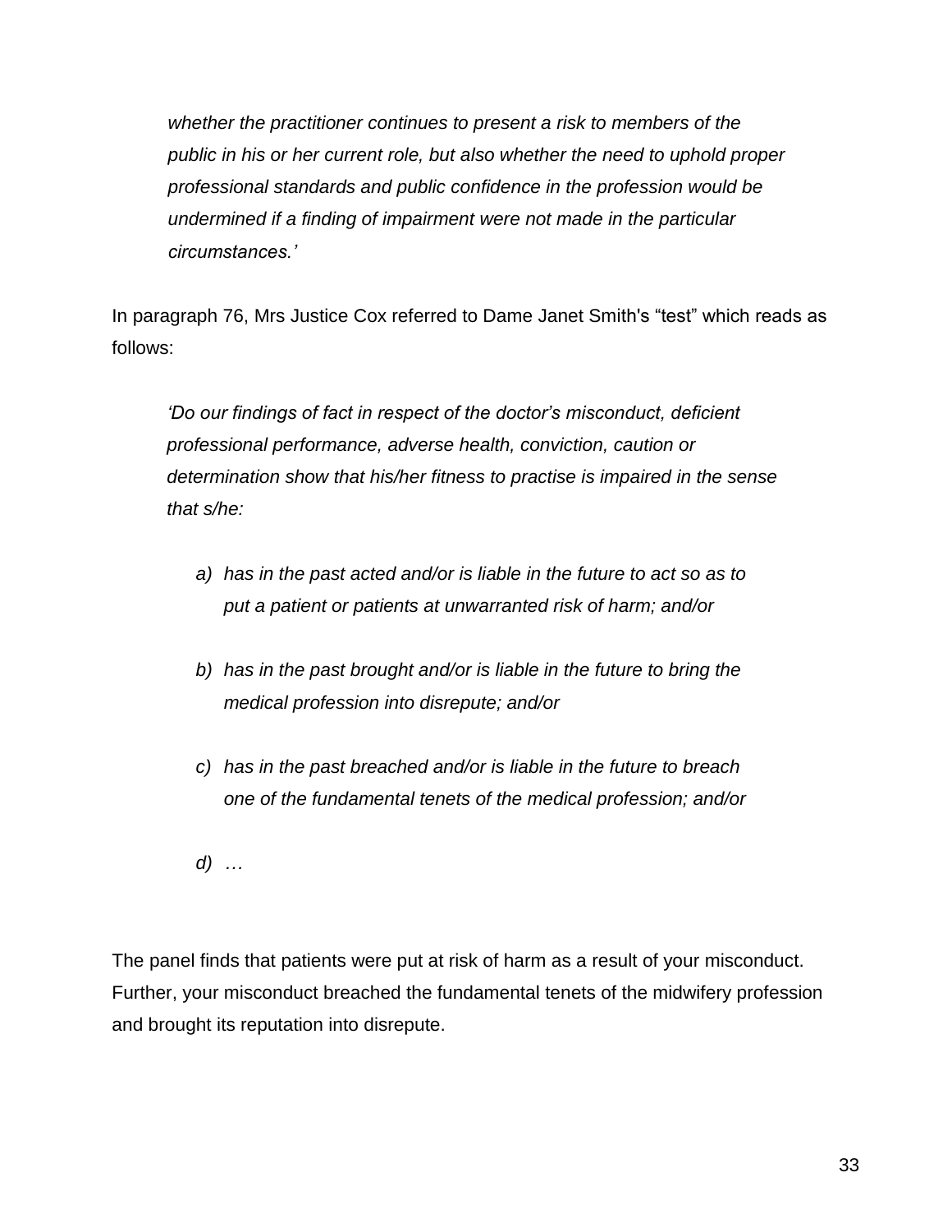> *whether the practitioner continues to present a risk to members of the public in his or her current role, but also whether the need to uphold proper professional standards and public confidence in the profession would be undermined if a finding of impairment were not made in the particular circumstances.'*

In paragraph 76, Mrs Justice Cox referred to Dame Janet Smith's "test" which reads as follows:

> *'Do our findings of fact in respect of the doctor's misconduct, deficient professional performance, adverse health, conviction, caution or determination show that his/her fitness to practise is impaired in the sense that s/he:*
>
> *a) has in the past acted and/or is liable in the future to act so as to put a patient or patients at unwarranted risk of harm; and/or*
>
> *b) has in the past brought and/or is liable in the future to bring the medical profession into disrepute; and/or*
>
> *c) has in the past breached and/or is liable in the future to breach one of the fundamental tenets of the medical profession; and/or*
>
> *d) …*

The panel finds that patients were put at risk of harm as a result of your misconduct. Further, your misconduct breached the fundamental tenets of the midwifery profession and brought its reputation into disrepute.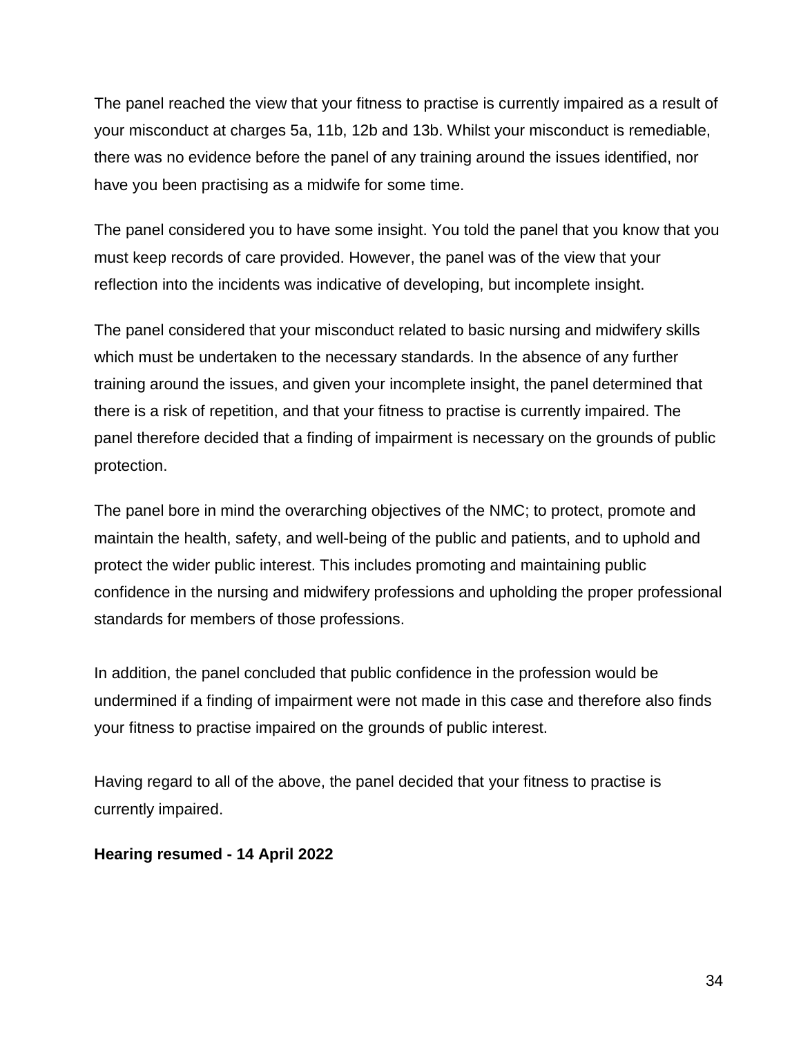The panel reached the view that your fitness to practise is currently impaired as a result of your misconduct at charges 5a, 11b, 12b and 13b. Whilst your misconduct is remediable, there was no evidence before the panel of any training around the issues identified, nor have you been practising as a midwife for some time.

The panel considered you to have some insight. You told the panel that you know that you must keep records of care provided. However, the panel was of the view that your reflection into the incidents was indicative of developing, but incomplete insight.

The panel considered that your misconduct related to basic nursing and midwifery skills which must be undertaken to the necessary standards. In the absence of any further training around the issues, and given your incomplete insight, the panel determined that there is a risk of repetition, and that your fitness to practise is currently impaired. The panel therefore decided that a finding of impairment is necessary on the grounds of public protection.

The panel bore in mind the overarching objectives of the NMC; to protect, promote and maintain the health, safety, and well-being of the public and patients, and to uphold and protect the wider public interest. This includes promoting and maintaining public confidence in the nursing and midwifery professions and upholding the proper professional standards for members of those professions.

In addition, the panel concluded that public confidence in the profession would be undermined if a finding of impairment were not made in this case and therefore also finds your fitness to practise impaired on the grounds of public interest.

Having regard to all of the above, the panel decided that your fitness to practise is currently impaired.

**Hearing resumed - 14 April 2022**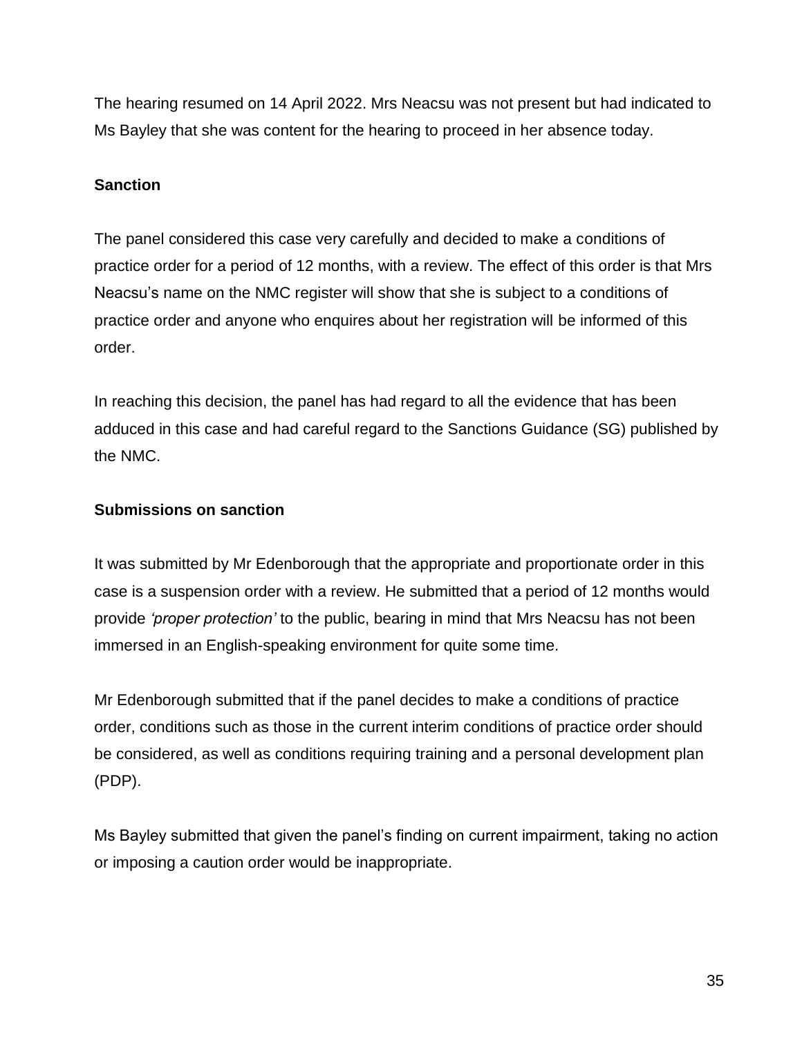The hearing resumed on 14 April 2022. Mrs Neacsu was not present but had indicated to Ms Bayley that she was content for the hearing to proceed in her absence today.

**Sanction**

The panel considered this case very carefully and decided to make a conditions of practice order for a period of 12 months, with a review. The effect of this order is that Mrs Neacsu's name on the NMC register will show that she is subject to a conditions of practice order and anyone who enquires about her registration will be informed of this order.

In reaching this decision, the panel has had regard to all the evidence that has been adduced in this case and had careful regard to the Sanctions Guidance (SG) published by the NMC.

**Submissions on sanction**

It was submitted by Mr Edenborough that the appropriate and proportionate order in this case is a suspension order with a review. He submitted that a period of 12 months would provide *'proper protection'* to the public, bearing in mind that Mrs Neacsu has not been immersed in an English-speaking environment for quite some time.

Mr Edenborough submitted that if the panel decides to make a conditions of practice order, conditions such as those in the current interim conditions of practice order should be considered, as well as conditions requiring training and a personal development plan (PDP).

Ms Bayley submitted that given the panel's finding on current impairment, taking no action or imposing a caution order would be inappropriate.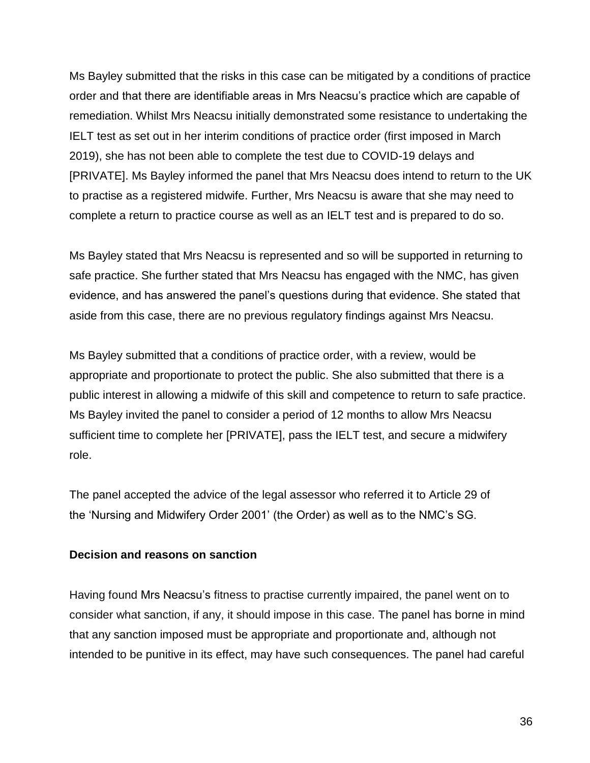Ms Bayley submitted that the risks in this case can be mitigated by a conditions of practice order and that there are identifiable areas in Mrs Neacsu's practice which are capable of remediation. Whilst Mrs Neacsu initially demonstrated some resistance to undertaking the IELT test as set out in her interim conditions of practice order (first imposed in March 2019), she has not been able to complete the test due to COVID-19 delays and [PRIVATE]. Ms Bayley informed the panel that Mrs Neacsu does intend to return to the UK to practise as a registered midwife. Further, Mrs Neacsu is aware that she may need to complete a return to practice course as well as an IELT test and is prepared to do so.

Ms Bayley stated that Mrs Neacsu is represented and so will be supported in returning to safe practice. She further stated that Mrs Neacsu has engaged with the NMC, has given evidence, and has answered the panel's questions during that evidence. She stated that aside from this case, there are no previous regulatory findings against Mrs Neacsu.

Ms Bayley submitted that a conditions of practice order, with a review, would be appropriate and proportionate to protect the public. She also submitted that there is a public interest in allowing a midwife of this skill and competence to return to safe practice. Ms Bayley invited the panel to consider a period of 12 months to allow Mrs Neacsu sufficient time to complete her [PRIVATE], pass the IELT test, and secure a midwifery role.

The panel accepted the advice of the legal assessor who referred it to Article 29 of the 'Nursing and Midwifery Order 2001' (the Order) as well as to the NMC's SG.

**Decision and reasons on sanction**

Having found Mrs Neacsu's fitness to practise currently impaired, the panel went on to consider what sanction, if any, it should impose in this case. The panel has borne in mind that any sanction imposed must be appropriate and proportionate and, although not intended to be punitive in its effect, may have such consequences. The panel had careful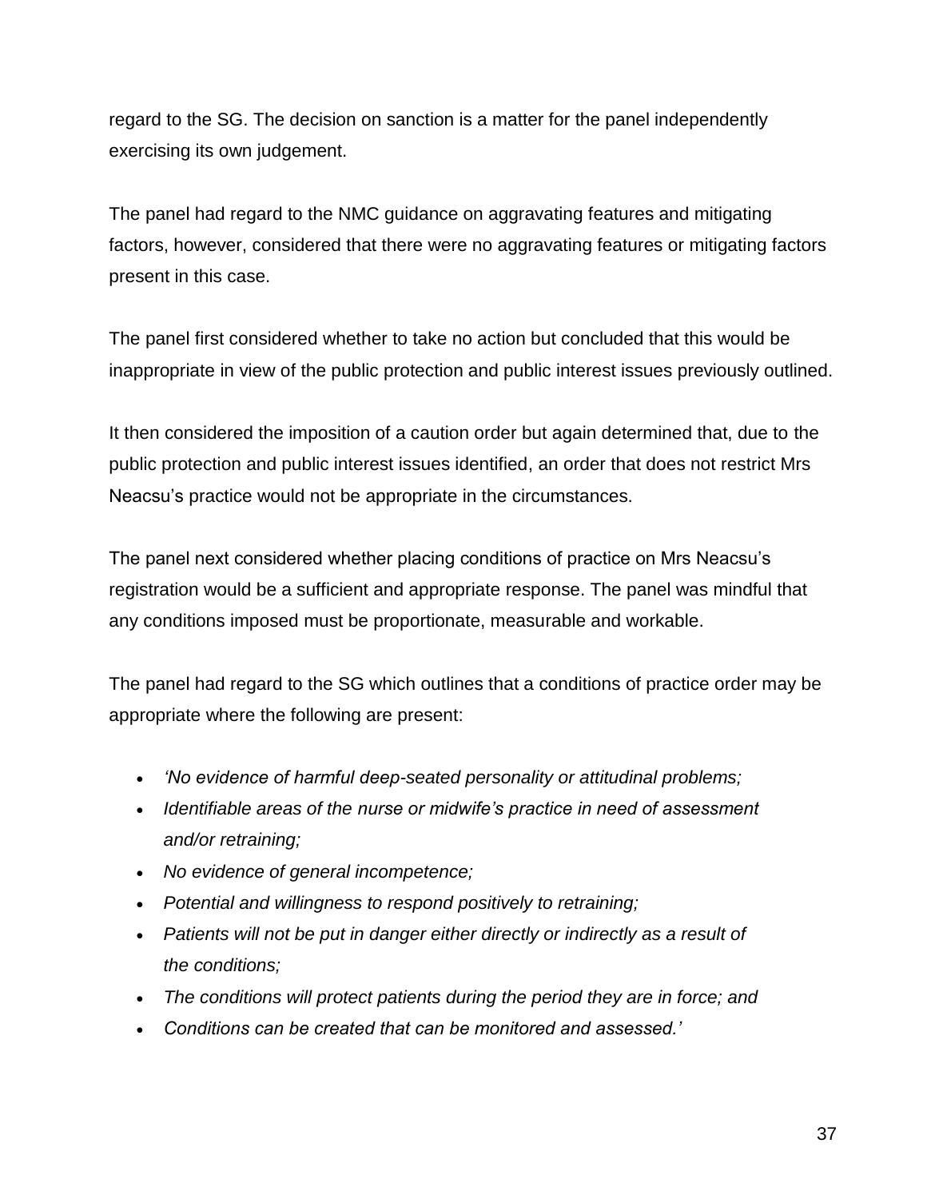regard to the SG. The decision on sanction is a matter for the panel independently exercising its own judgement.

The panel had regard to the NMC guidance on aggravating features and mitigating factors, however, considered that there were no aggravating features or mitigating factors present in this case.

The panel first considered whether to take no action but concluded that this would be inappropriate in view of the public protection and public interest issues previously outlined.

It then considered the imposition of a caution order but again determined that, due to the public protection and public interest issues identified, an order that does not restrict Mrs Neacsu's practice would not be appropriate in the circumstances.

The panel next considered whether placing conditions of practice on Mrs Neacsu's registration would be a sufficient and appropriate response. The panel was mindful that any conditions imposed must be proportionate, measurable and workable.

The panel had regard to the SG which outlines that a conditions of practice order may be appropriate where the following are present:

- *'No evidence of harmful deep-seated personality or attitudinal problems;*
- *Identifiable areas of the nurse or midwife's practice in need of assessment and/or retraining;*
- *No evidence of general incompetence;*
- *Potential and willingness to respond positively to retraining;*
- *Patients will not be put in danger either directly or indirectly as a result of the conditions;*
- *The conditions will protect patients during the period they are in force; and*
- *Conditions can be created that can be monitored and assessed.'*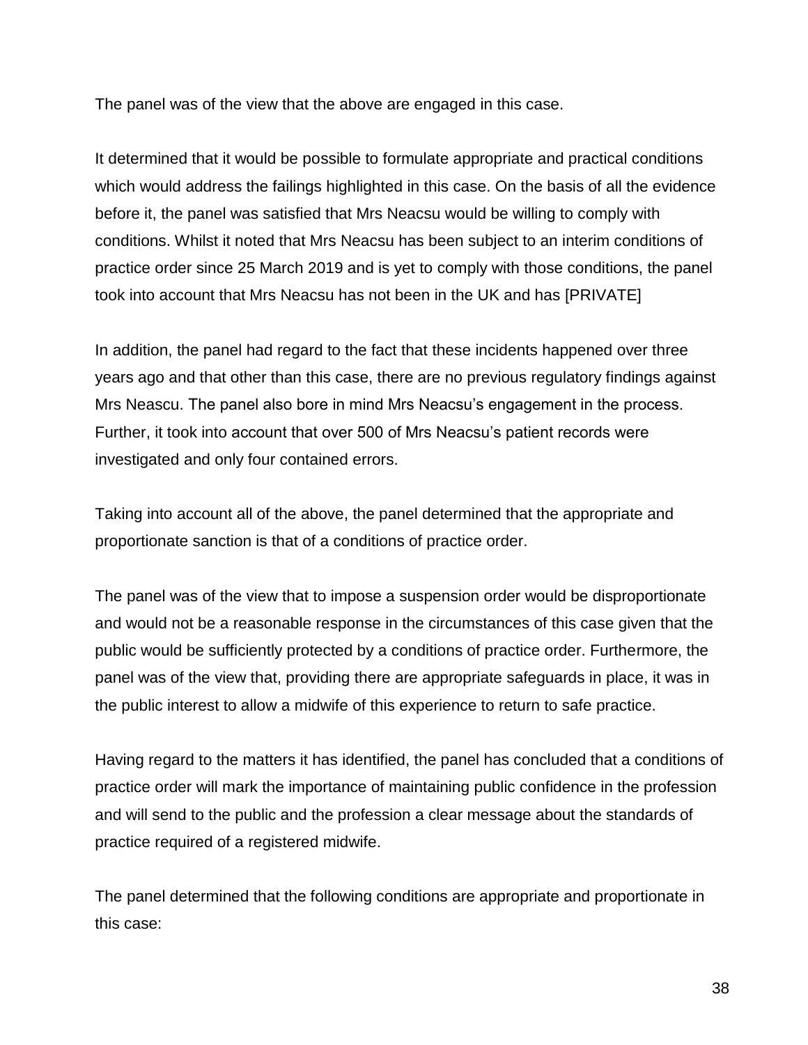The panel was of the view that the above are engaged in this case.

It determined that it would be possible to formulate appropriate and practical conditions which would address the failings highlighted in this case. On the basis of all the evidence before it, the panel was satisfied that Mrs Neacsu would be willing to comply with conditions. Whilst it noted that Mrs Neacsu has been subject to an interim conditions of practice order since 25 March 2019 and is yet to comply with those conditions, the panel took into account that Mrs Neacsu has not been in the UK and has [PRIVATE]

In addition, the panel had regard to the fact that these incidents happened over three years ago and that other than this case, there are no previous regulatory findings against Mrs Neascu. The panel also bore in mind Mrs Neacsu's engagement in the process. Further, it took into account that over 500 of Mrs Neacsu's patient records were investigated and only four contained errors.

Taking into account all of the above, the panel determined that the appropriate and proportionate sanction is that of a conditions of practice order.

The panel was of the view that to impose a suspension order would be disproportionate and would not be a reasonable response in the circumstances of this case given that the public would be sufficiently protected by a conditions of practice order. Furthermore, the panel was of the view that, providing there are appropriate safeguards in place, it was in the public interest to allow a midwife of this experience to return to safe practice.

Having regard to the matters it has identified, the panel has concluded that a conditions of practice order will mark the importance of maintaining public confidence in the profession and will send to the public and the profession a clear message about the standards of practice required of a registered midwife.

The panel determined that the following conditions are appropriate and proportionate in this case: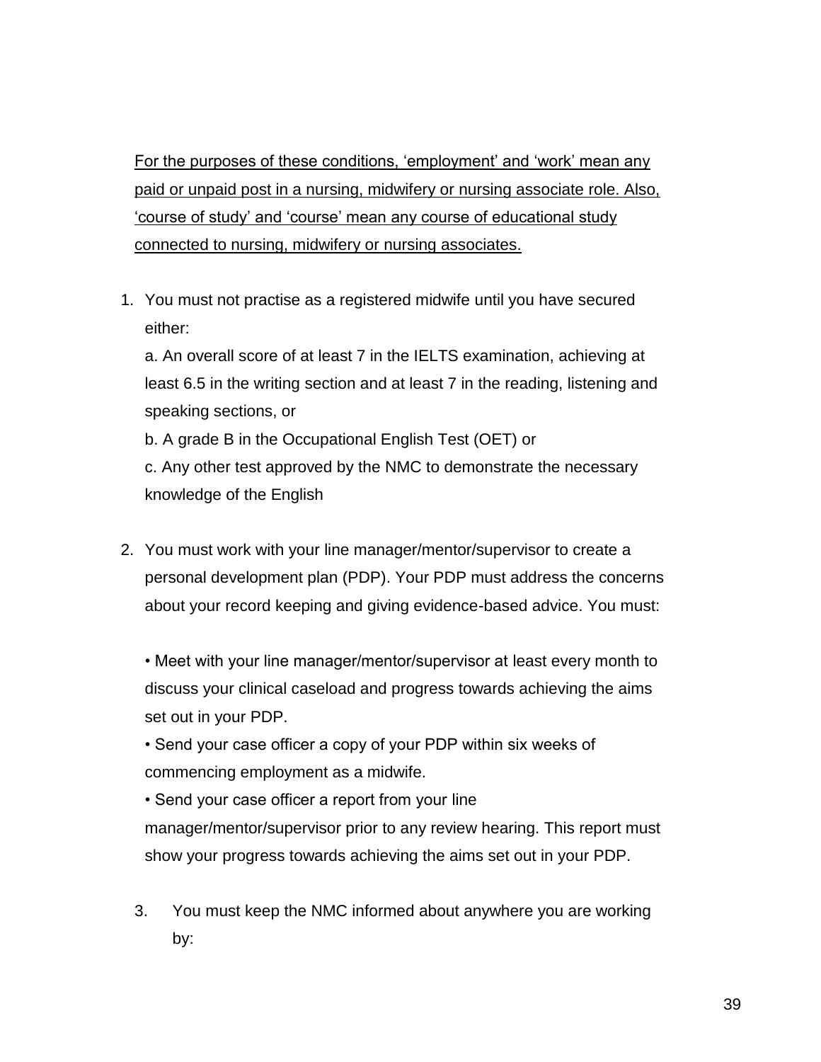<u>For the purposes of these conditions, ‘employment’ and ‘work’ mean any paid or unpaid post in a nursing, midwifery or nursing associate role. Also, ‘course of study’ and ‘course’ mean any course of educational study connected to nursing, midwifery or nursing associates.</u>

1. You must not practise as a registered midwife until you have secured either:

   a. An overall score of at least 7 in the IELTS examination, achieving at least 6.5 in the writing section and at least 7 in the reading, listening and speaking sections, or

   b. A grade B in the Occupational English Test (OET) or

   c. Any other test approved by the NMC to demonstrate the necessary knowledge of the English

2. You must work with your line manager/mentor/supervisor to create a personal development plan (PDP). Your PDP must address the concerns about your record keeping and giving evidence-based advice. You must:

   • Meet with your line manager/mentor/supervisor at least every month to discuss your clinical caseload and progress towards achieving the aims set out in your PDP.

   • Send your case officer a copy of your PDP within six weeks of commencing employment as a midwife.

   • Send your case officer a report from your line manager/mentor/supervisor prior to any review hearing. This report must show your progress towards achieving the aims set out in your PDP.

3. You must keep the NMC informed about anywhere you are working by: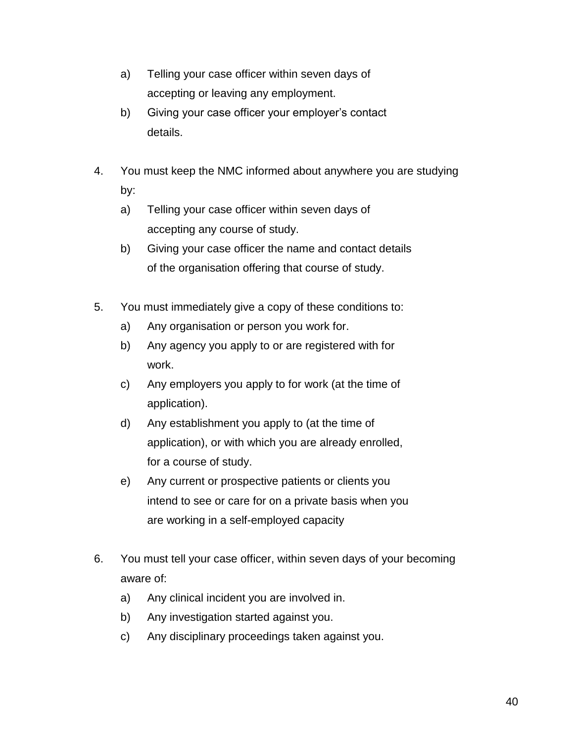a) Telling your case officer within seven days of accepting or leaving any employment.
   b) Giving your case officer your employer's contact details.

4. You must keep the NMC informed about anywhere you are studying by:
   a) Telling your case officer within seven days of accepting any course of study.
   b) Giving your case officer the name and contact details of the organisation offering that course of study.

5. You must immediately give a copy of these conditions to:
   a) Any organisation or person you work for.
   b) Any agency you apply to or are registered with for work.
   c) Any employers you apply to for work (at the time of application).
   d) Any establishment you apply to (at the time of application), or with which you are already enrolled, for a course of study.
   e) Any current or prospective patients or clients you intend to see or care for on a private basis when you are working in a self-employed capacity

6. You must tell your case officer, within seven days of your becoming aware of:
   a) Any clinical incident you are involved in.
   b) Any investigation started against you.
   c) Any disciplinary proceedings taken against you.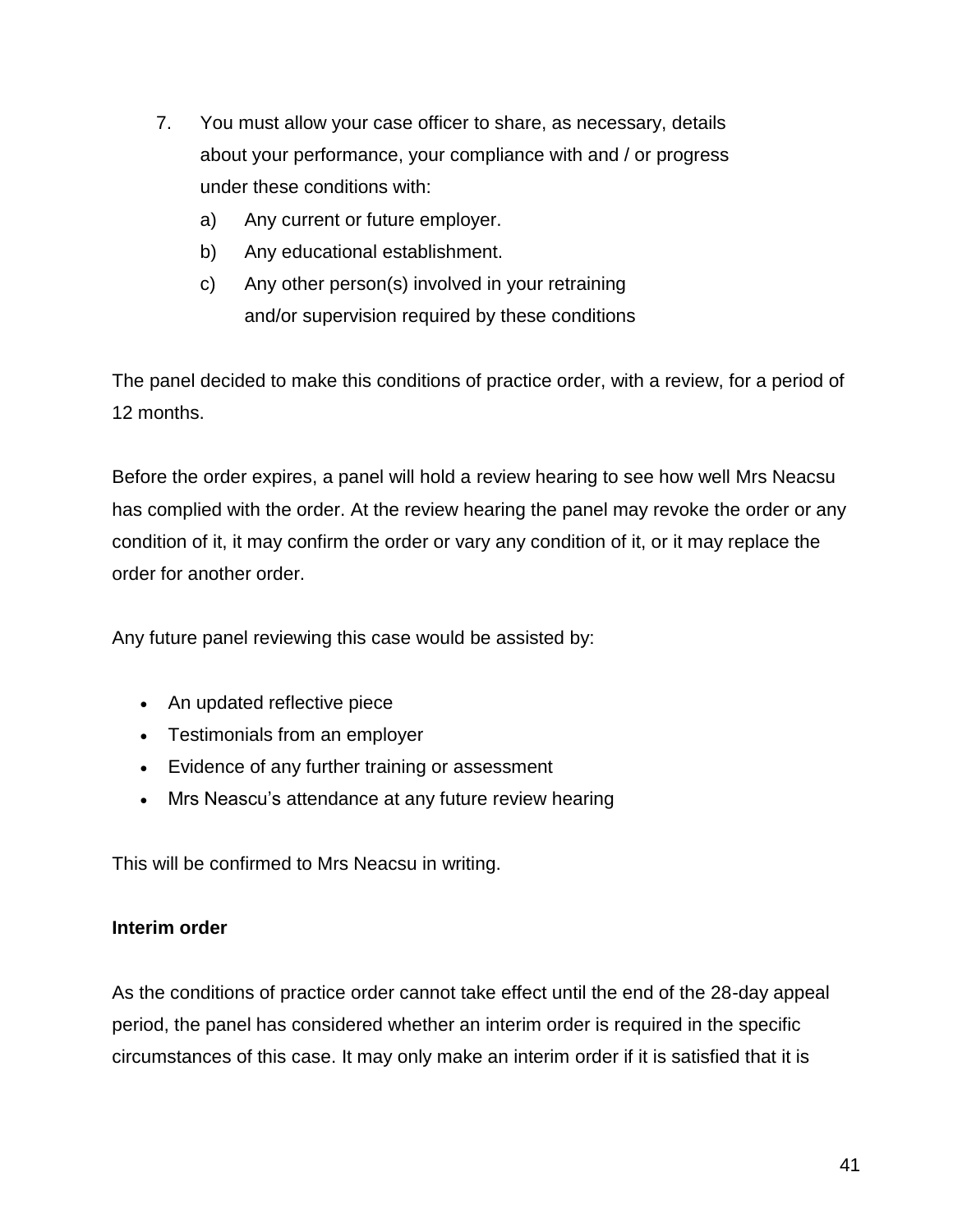7. You must allow your case officer to share, as necessary, details about your performance, your compliance with and / or progress under these conditions with:
   a) Any current or future employer.
   b) Any educational establishment.
   c) Any other person(s) involved in your retraining and/or supervision required by these conditions

The panel decided to make this conditions of practice order, with a review, for a period of 12 months.

Before the order expires, a panel will hold a review hearing to see how well Mrs Neacsu has complied with the order. At the review hearing the panel may revoke the order or any condition of it, it may confirm the order or vary any condition of it, or it may replace the order for another order.

Any future panel reviewing this case would be assisted by:

- An updated reflective piece
- Testimonials from an employer
- Evidence of any further training or assessment
- Mrs Neascu's attendance at any future review hearing

This will be confirmed to Mrs Neacsu in writing.

**Interim order**

As the conditions of practice order cannot take effect until the end of the 28-day appeal period, the panel has considered whether an interim order is required in the specific circumstances of this case. It may only make an interim order if it is satisfied that it is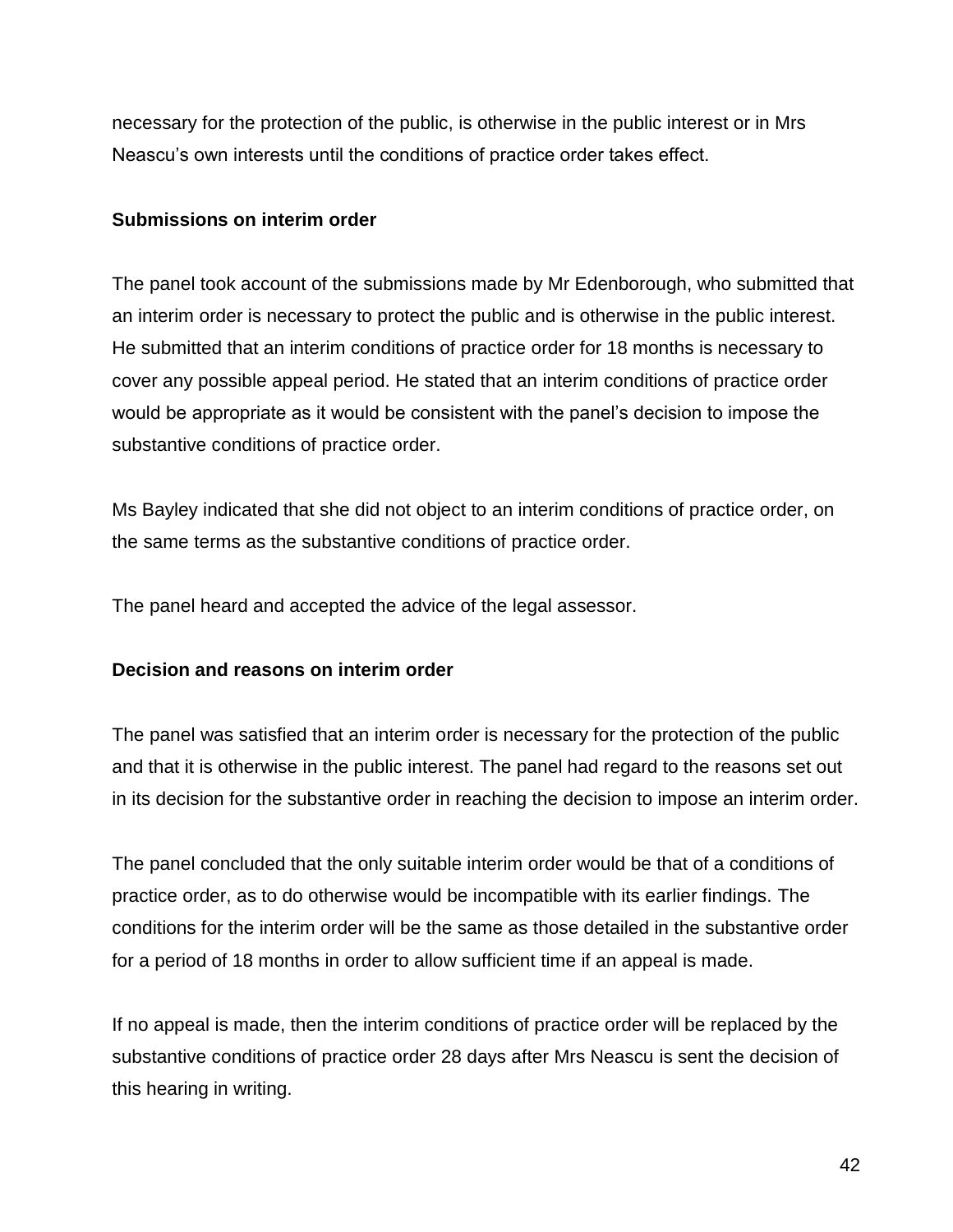necessary for the protection of the public, is otherwise in the public interest or in Mrs Neascu's own interests until the conditions of practice order takes effect.

**Submissions on interim order**

The panel took account of the submissions made by Mr Edenborough, who submitted that an interim order is necessary to protect the public and is otherwise in the public interest. He submitted that an interim conditions of practice order for 18 months is necessary to cover any possible appeal period. He stated that an interim conditions of practice order would be appropriate as it would be consistent with the panel's decision to impose the substantive conditions of practice order.

Ms Bayley indicated that she did not object to an interim conditions of practice order, on the same terms as the substantive conditions of practice order.

The panel heard and accepted the advice of the legal assessor.

**Decision and reasons on interim order**

The panel was satisfied that an interim order is necessary for the protection of the public and that it is otherwise in the public interest. The panel had regard to the reasons set out in its decision for the substantive order in reaching the decision to impose an interim order.

The panel concluded that the only suitable interim order would be that of a conditions of practice order, as to do otherwise would be incompatible with its earlier findings. The conditions for the interim order will be the same as those detailed in the substantive order for a period of 18 months in order to allow sufficient time if an appeal is made.

If no appeal is made, then the interim conditions of practice order will be replaced by the substantive conditions of practice order 28 days after Mrs Neascu is sent the decision of this hearing in writing.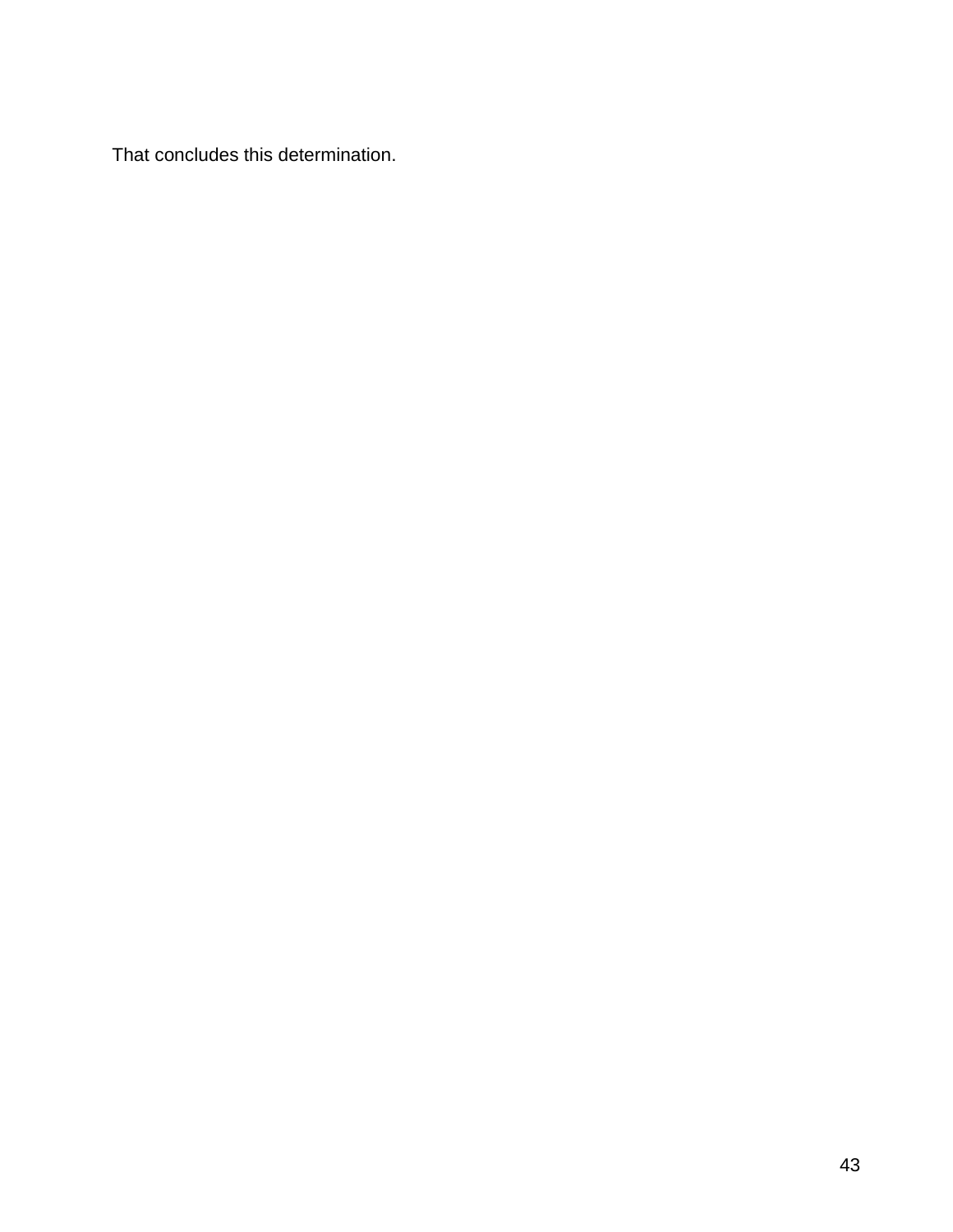That concludes this determination.